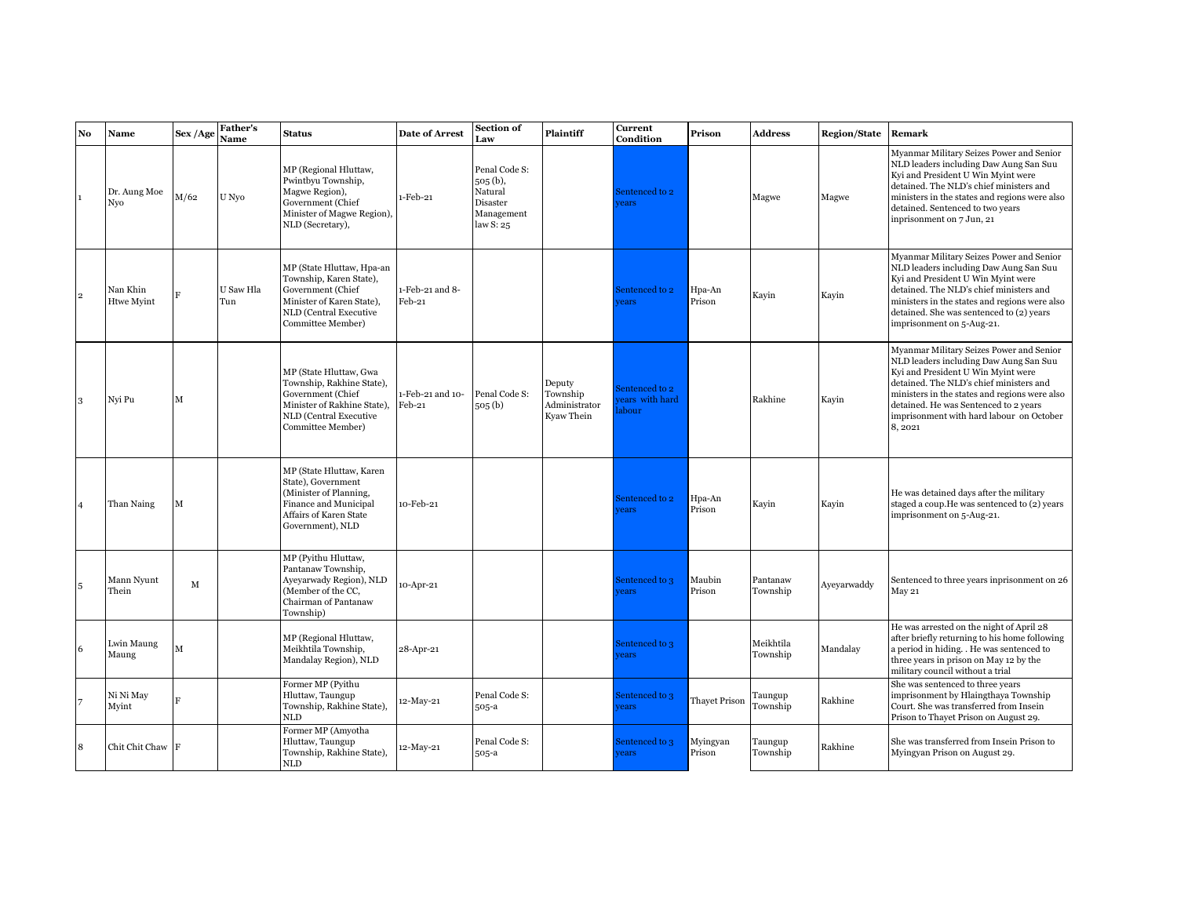| No | Name | Sex /Age | Father's Name | Status | Date of Arrest | Section of Law | Plaintiff | Current Condition | Prison | Address | Region/State | Remark |
|---|---|---|---|---|---|---|---|---|---|---|---|---|
| 1 | Dr. Aung Moe Nyo | M/62 | U Nyo | MP (Regional Hluttaw, Pwintbyu Township, Magwe Region), Government (Chief Minister of Magwe Region), NLD (Secretary), | 1-Feb-21 | Penal Code S: 505 (b), Natural Disaster Management law S: 25 | | Sentenced to 2 years | | Magwe | Magwe | Myanmar Military Seizes Power and Senior NLD leaders including Daw Aung San Suu Kyi and President U Win Myint were detained. The NLD's chief ministers and ministers in the states and regions were also detained. Sentenced to two years inprisonment on 7 Jun, 21 |
| 2 | Nan Khin Htwe Myint | F | U Saw Hla Tun | MP (State Hluttaw, Hpa-an Township, Karen State), Government (Chief Minister of Karen State), NLD (Central Executive Committee Member) | 1-Feb-21 and 8-Feb-21 | | | Sentenced to 2 years | Hpa-An Prison | Kayin | Kayin | Myanmar Military Seizes Power and Senior NLD leaders including Daw Aung San Suu Kyi and President U Win Myint were detained. The NLD's chief ministers and ministers in the states and regions were also detained. She was sentenced to (2) years imprisonment on 5-Aug-21. |
| 3 | Nyi Pu | M | | MP (State Hluttaw, Gwa Township, Rakhine State), Government (Chief Minister of Rakhine State), NLD (Central Executive Committee Member) | 1-Feb-21 and 10-Feb-21 | Penal Code S: 505 (b) | Deputy Township Administrator Kyaw Thein | Sentenced to 2 years with hard labour | | Rakhine | Kayin | Myanmar Military Seizes Power and Senior NLD leaders including Daw Aung San Suu Kyi and President U Win Myint were detained. The NLD's chief ministers and ministers in the states and regions were also detained. He was Sentenced to 2 years imprisonment with hard labour on October 8, 2021 |
| 4 | Than Naing | M | | MP (State Hluttaw, Karen State), Government (Minister of Planning, Finance and Municipal Affairs of Karen State Government), NLD | 10-Feb-21 | | | Sentenced to 2 years | Hpa-An Prison | Kayin | Kayin | He was detained days after the military staged a coup.He was sentenced to (2) years imprisonment on 5-Aug-21. |
| 5 | Mann Nyunt Thein | M | | MP (Pyithu Hluttaw, Pantanaw Township, Ayeyarwady Region), NLD (Member of the CC, Chairman of Pantanaw Township) | 10-Apr-21 | | | Sentenced to 3 years | Maubin Prison | Pantanaw Township | Ayeyarwaddy | Sentenced to three years inprisonment on 26 May 21 |
| 6 | Lwin Maung Maung | M | | MP (Regional Hluttaw, Meikhtila Township, Mandalay Region), NLD | 28-Apr-21 | | | Sentenced to 3 years | | Meikhtila Township | Mandalay | He was arrested on the night of April 28 after briefly returning to his home following a period in hiding. . He was sentenced to three years in prison on May 12 by the military council without a trial |
| 7 | Ni Ni May Myint | F | | Former MP (Pyithu Hluttaw, Taungup Township, Rakhine State), NLD | 12-May-21 | Penal Code S: 505-a | | Sentenced to 3 years | Thayet Prison | Taungup Township | Rakhine | She was sentenced to three years imprisonment by Hlaingthaya Township Court. She was transferred from Insein Prison to Thayet Prison on August 29. |
| 8 | Chit Chit Chaw | F | | Former MP (Amyotha Hluttaw, Taungup Township, Rakhine State), NLD | 12-May-21 | Penal Code S: 505-a | | Sentenced to 3 years | Myingyan Prison | Taungup Township | Rakhine | She was transferred from Insein Prison to Myingyan Prison on August 29. |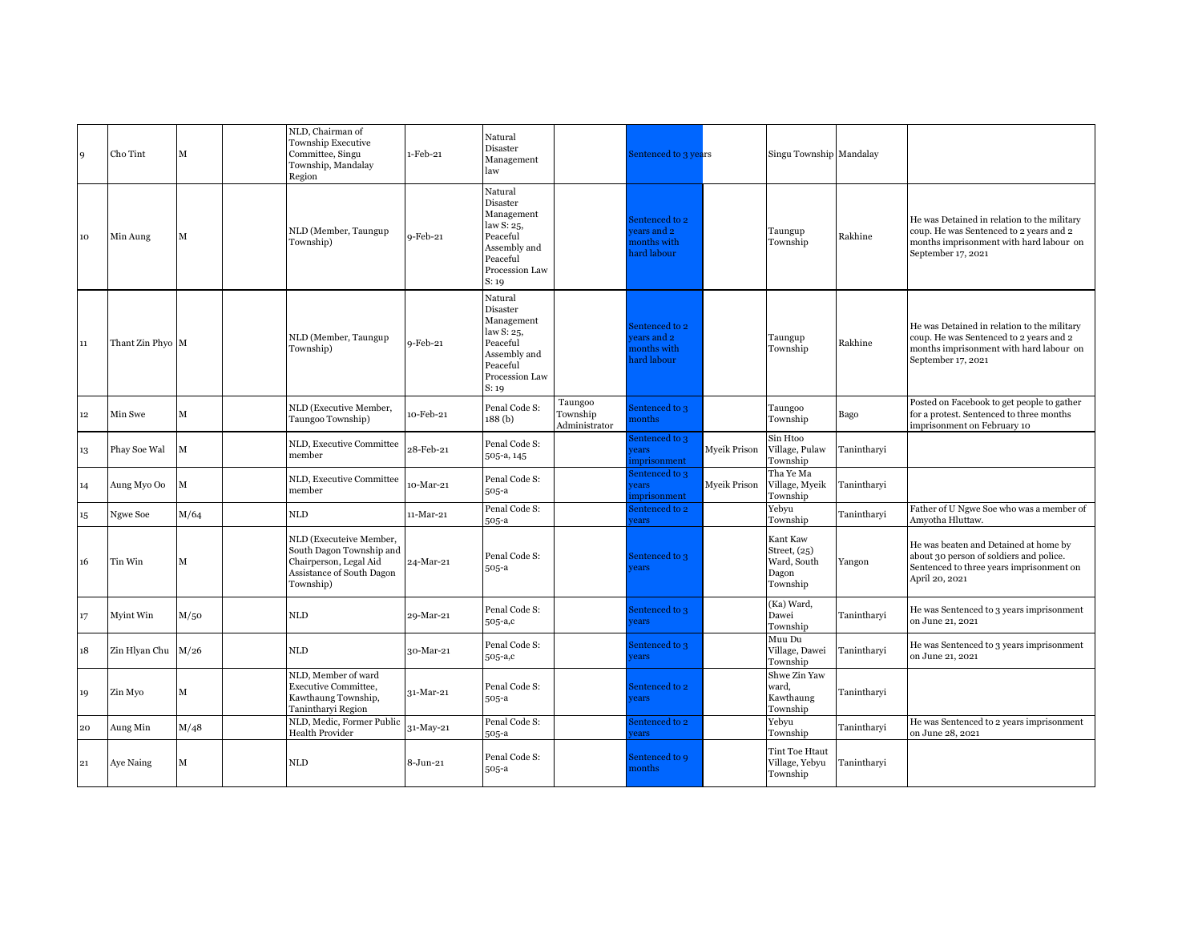| | | | | | | | | | | | | |
|---|---|---|---|---|---|---|---|---|---|---|---|---|
| 9 | Cho Tint | M | | NLD, Chairman of Township Executive Committee, Singu Township, Mandalay Region | 1-Feb-21 | Natural Disaster Management law | | Sentenced to 3 years | | Singu Township | Mandalay | |
| 10 | Min Aung | M | | NLD (Member, Taungup Township) | 9-Feb-21 | Natural Disaster Management law S: 25, Peaceful Assembly and Peaceful Procession Law S: 19 | | Sentenced to 2 years and 2 months with hard labour | | Taungup Township | Rakhine | He was Detained in relation to the military coup. He was Sentenced to 2 years and 2 months imprisonment with hard labour on September 17, 2021 |
| 11 | Thant Zin Phyo | M | | NLD (Member, Taungup Township) | 9-Feb-21 | Natural Disaster Management law S: 25, Peaceful Assembly and Peaceful Procession Law S: 19 | | Sentenced to 2 years and 2 months with hard labour | | Taungup Township | Rakhine | He was Detained in relation to the military coup. He was Sentenced to 2 years and 2 months imprisonment with hard labour on September 17, 2021 |
| 12 | Min Swe | M | | NLD (Executive Member, Taungoo Township) | 10-Feb-21 | Penal Code S: 188 (b) | Taungoo Township Administrator | Sentenced to 3 months | | Taungoo Township | Bago | Posted on Facebook to get people to gather for a protest. Sentenced to three months imprisonment on February 10 |
| 13 | Phay Soe Wal | M | | NLD, Executive Committee member | 28-Feb-21 | Penal Code S: 505-a, 145 | | Sentenced to 3 years imprisonment | Myeik Prison | Sin Htoo Village, Pulaw Township | Tanintharyi | |
| 14 | Aung Myo Oo | M | | NLD, Executive Committee member | 10-Mar-21 | Penal Code S: 505-a | | Sentenced to 3 years imprisonment | Myeik Prison | Tha Ye Ma Village, Myeik Township | Tanintharyi | |
| 15 | Ngwe Soe | M/64 | | NLD | 11-Mar-21 | Penal Code S: 505-a | | Sentenced to 2 years | | Yebyu Township | Tanintharyi | Father of U Ngwe Soe who was a member of Amyotha Hluttaw. |
| 16 | Tin Win | M | | NLD (Executeive Member, South Dagon Township and Chairperson, Legal Aid Assistance of South Dagon Township) | 24-Mar-21 | Penal Code S: 505-a | | Sentenced to 3 years | | Kant Kaw Street, (25) Ward, South Dagon Township | Yangon | He was beaten and Detained at home by about 30 person of soldiers and police. Sentenced to three years imprisonment on April 20, 2021 |
| 17 | Myint Win | M/50 | | NLD | 29-Mar-21 | Penal Code S: 505-a,c | | Sentenced to 3 years | | (Ka) Ward, Dawei Township | Tanintharyi | He was Sentenced to 3 years imprisonment on June 21, 2021 |
| 18 | Zin Hlyan Chu | M/26 | | NLD | 30-Mar-21 | Penal Code S: 505-a,c | | Sentenced to 3 years | | Muu Du Village, Dawei Township | Tanintharyi | He was Sentenced to 3 years imprisonment on June 21, 2021 |
| 19 | Zin Myo | M | | NLD, Member of ward Executive Committee, Kawthaung Township, Tanintharyi Region | 31-Mar-21 | Penal Code S: 505-a | | Sentenced to 2 years | | Shwe Zin Yaw ward, Kawthaung Township | Tanintharyi | |
| 20 | Aung Min | M/48 | | NLD, Medic, Former Public Health Provider | 31-May-21 | Penal Code S: 505-a | | Sentenced to 2 years | | Yebyu Township | Tanintharyi | He was Sentenced to 2 years imprisonment on June 28, 2021 |
| 21 | Aye Naing | M | | NLD | 8-Jun-21 | Penal Code S: 505-a | | Sentenced to 9 months | | Tint Toe Htaut Village, Yebyu Township | Tanintharyi | |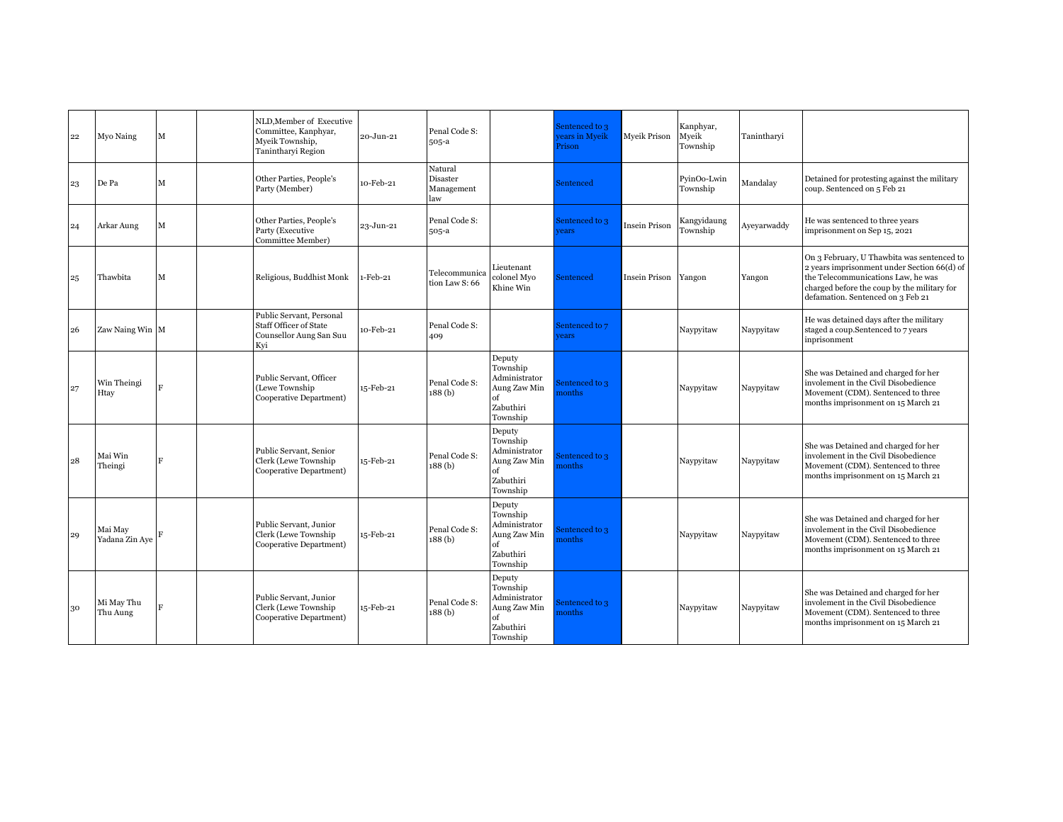| 22 | Myo Naing | M | | NLD,Member of Executive Committee, Kanphyar, Myeik Township, Tanintharyi Region | 20-Jun-21 | Penal Code S: 505-a | | Sentenced to 3 years in Myeik Prison | Myeik Prison | Kanphyar, Myeik Township | Tanintharyi | |
|---|---|---|---|---|---|---|---|---|---|---|---|---|
| 23 | De Pa | M | | Other Parties, People's Party (Member) | 10-Feb-21 | Natural Disaster Management law | | Sentenced | | PyinOo-Lwin Township | Mandalay | Detained for protesting against the military coup. Sentenced on 5 Feb 21 |
| 24 | Arkar Aung | M | | Other Parties, People's Party (Executive Committee Member) | 23-Jun-21 | Penal Code S: 505-a | | Sentenced to 3 years | Insein Prison | Kangyidaung Township | Ayeyarwaddy | He was sentenced to three years imprisonment on Sep 15, 2021 |
| 25 | Thawbita | M | | Religious, Buddhist Monk | 1-Feb-21 | Telecommunication Law S: 66 | Lieutenant colonel Myo Khine Win | Sentenced | Insein Prison | Yangon | Yangon | On 3 February, U Thawbita was sentenced to 2 years imprisonment under Section 66(d) of the Telecommunications Law, he was charged before the coup by the military for defamation. Sentenced on 3 Feb 21 |
| 26 | Zaw Naing Win | M | | Public Servant, Personal Staff Officer of State Counsellor Aung San Suu Kyi | 10-Feb-21 | Penal Code S: 409 | | Sentenced to 7 years | | Naypyitaw | Naypyitaw | He was detained days after the military staged a coup.Sentenced to 7 years inprisonment |
| 27 | Win Theingi Htay | F | | Public Servant, Officer (Lewe Township Cooperative Department) | 15-Feb-21 | Penal Code S: 188 (b) | Deputy Township Administrator Aung Zaw Min of Zabuthiri Township | Sentenced to 3 months | | Naypyitaw | Naypyitaw | She was Detained and charged for her involement in the Civil Disobedience Movement (CDM). Sentenced to three months imprisonment on 15 March 21 |
| 28 | Mai Win Theingi | F | | Public Servant, Senior Clerk (Lewe Township Cooperative Department) | 15-Feb-21 | Penal Code S: 188 (b) | Deputy Township Administrator Aung Zaw Min of Zabuthiri Township | Sentenced to 3 months | | Naypyitaw | Naypyitaw | She was Detained and charged for her involement in the Civil Disobedience Movement (CDM). Sentenced to three months imprisonment on 15 March 21 |
| 29 | Mai May Yadana Zin Aye | F | | Public Servant, Junior Clerk (Lewe Township Cooperative Department) | 15-Feb-21 | Penal Code S: 188 (b) | Deputy Township Administrator Aung Zaw Min of Zabuthiri Township | Sentenced to 3 months | | Naypyitaw | Naypyitaw | She was Detained and charged for her involement in the Civil Disobedience Movement (CDM). Sentenced to three months imprisonment on 15 March 21 |
| 30 | Mi May Thu Thu Aung | F | | Public Servant, Junior Clerk (Lewe Township Cooperative Department) | 15-Feb-21 | Penal Code S: 188 (b) | Deputy Township Administrator Aung Zaw Min of Zabuthiri Township | Sentenced to 3 months | | Naypyitaw | Naypyitaw | She was Detained and charged for her involement in the Civil Disobedience Movement (CDM). Sentenced to three months imprisonment on 15 March 21 |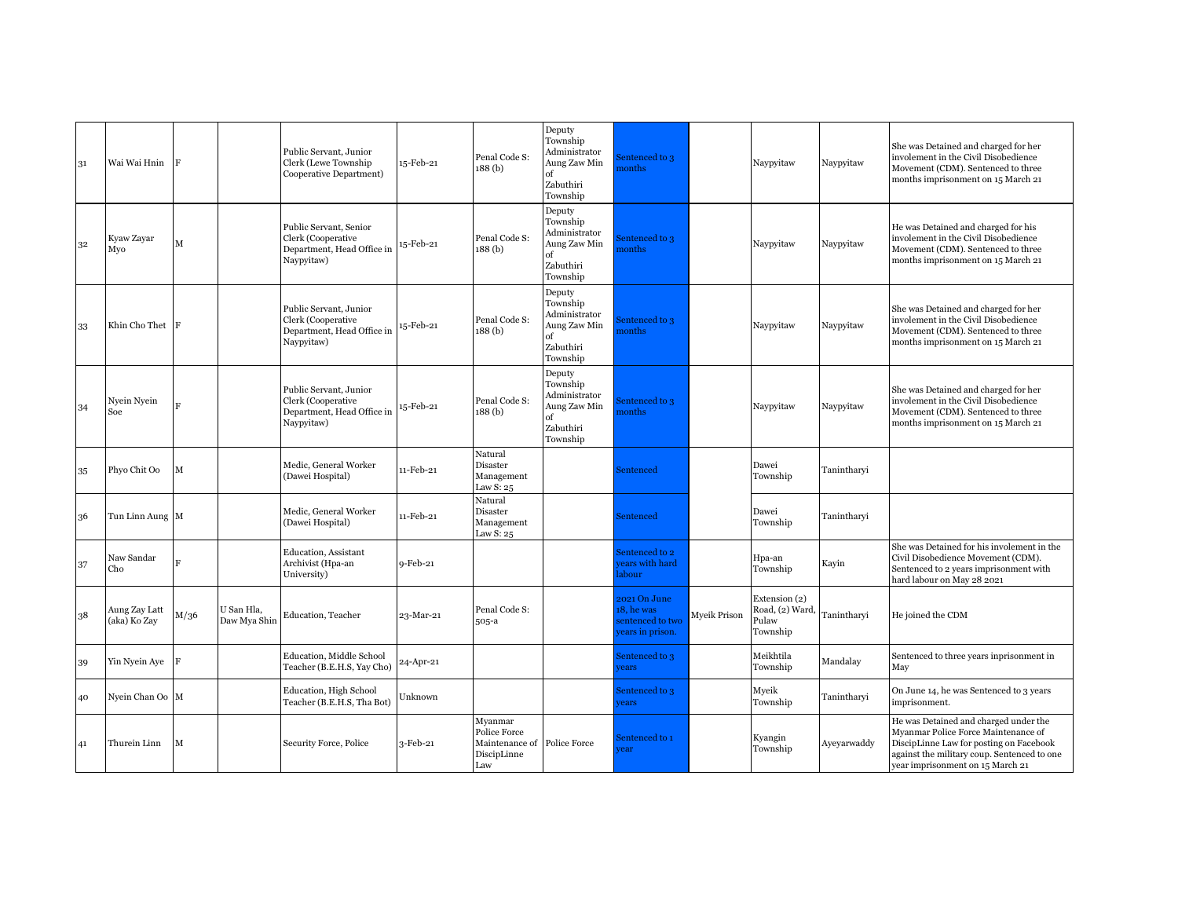| 31 | Wai Wai Hnin | F | | Public Servant, Junior Clerk (Lewe Township Cooperative Department) | 15-Feb-21 | Penal Code S: 188 (b) | Deputy Township Administrator Aung Zaw Min of Zabuthiri Township | Sentenced to 3 months | | Naypyitaw | Naypyitaw | She was Detained and charged for her involement in the Civil Disobedience Movement (CDM). Sentenced to three months imprisonment on 15 March 21 |
|---|---|---|---|---|---|---|---|---|---|---|---|---|
| 32 | Kyaw Zayar Myo | M | | Public Servant, Senior Clerk (Cooperative Department, Head Office in Naypyitaw) | 15-Feb-21 | Penal Code S: 188 (b) | Deputy Township Administrator Aung Zaw Min of Zabuthiri Township | Sentenced to 3 months | | Naypyitaw | Naypyitaw | He was Detained and charged for his involement in the Civil Disobedience Movement (CDM). Sentenced to three months imprisonment on 15 March 21 |
| 33 | Khin Cho Thet | F | | Public Servant, Junior Clerk (Cooperative Department, Head Office in Naypyitaw) | 15-Feb-21 | Penal Code S: 188 (b) | Deputy Township Administrator Aung Zaw Min of Zabuthiri Township | Sentenced to 3 months | | Naypyitaw | Naypyitaw | She was Detained and charged for her involement in the Civil Disobedience Movement (CDM). Sentenced to three months imprisonment on 15 March 21 |
| 34 | Nyein Nyein Soe | F | | Public Servant, Junior Clerk (Cooperative Department, Head Office in Naypyitaw) | 15-Feb-21 | Penal Code S: 188 (b) | Deputy Township Administrator Aung Zaw Min of Zabuthiri Township | Sentenced to 3 months | | Naypyitaw | Naypyitaw | She was Detained and charged for her involement in the Civil Disobedience Movement (CDM). Sentenced to three months imprisonment on 15 March 21 |
| 35 | Phyo Chit Oo | M | | Medic, General Worker (Dawei Hospital) | 11-Feb-21 | Natural Disaster Management Law S: 25 | | Sentenced | | Dawei Township | Tanintharyi | |
| 36 | Tun Linn Aung | M | | Medic, General Worker (Dawei Hospital) | 11-Feb-21 | Natural Disaster Management Law S: 25 | | Sentenced | | Dawei Township | Tanintharyi | |
| 37 | Naw Sandar Cho | F | | Education, Assistant Archivist (Hpa-an University) | 9-Feb-21 | | | Sentenced to 2 years with hard labour | | Hpa-an Township | Kayin | She was Detained for his involement in the Civil Disobedience Movement (CDM). Sentenced to 2 years imprisonment with hard labour on May 28 2021 |
| 38 | Aung Zay Latt (aka) Ko Zay | M/36 | U San Hla, Daw Mya Shin | Education, Teacher | 23-Mar-21 | Penal Code S: 505-a | | 2021 On June 18, he was sentenced to two years in prison. | Myeik Prison | Extension (2) Road, (2) Ward, Pulaw Township | Tanintharyi | He joined the CDM |
| 39 | Yin Nyein Aye | F | | Education, Middle School Teacher (B.E.H.S, Yay Cho) | 24-Apr-21 | | | Sentenced to 3 years | | Meikhtila Township | Mandalay | Sentenced to three years inprisonment in May |
| 40 | Nyein Chan Oo | M | | Education, High School Teacher (B.E.H.S, Tha Bot) | Unknown | | | Sentenced to 3 years | | Myeik Township | Tanintharyi | On June 14, he was Sentenced to 3 years imprisonment. |
| 41 | Thurein Linn | M | | Security Force, Police | 3-Feb-21 | Myanmar Police Force Maintenance of DiscipLinne Law | Police Force | Sentenced to 1 year | | Kyangin Township | Ayeyarwaddy | He was Detained and charged under the Myanmar Police Force Maintenance of DiscipLinne Law for posting on Facebook against the military coup. Sentenced to one year imprisonment on 15 March 21 |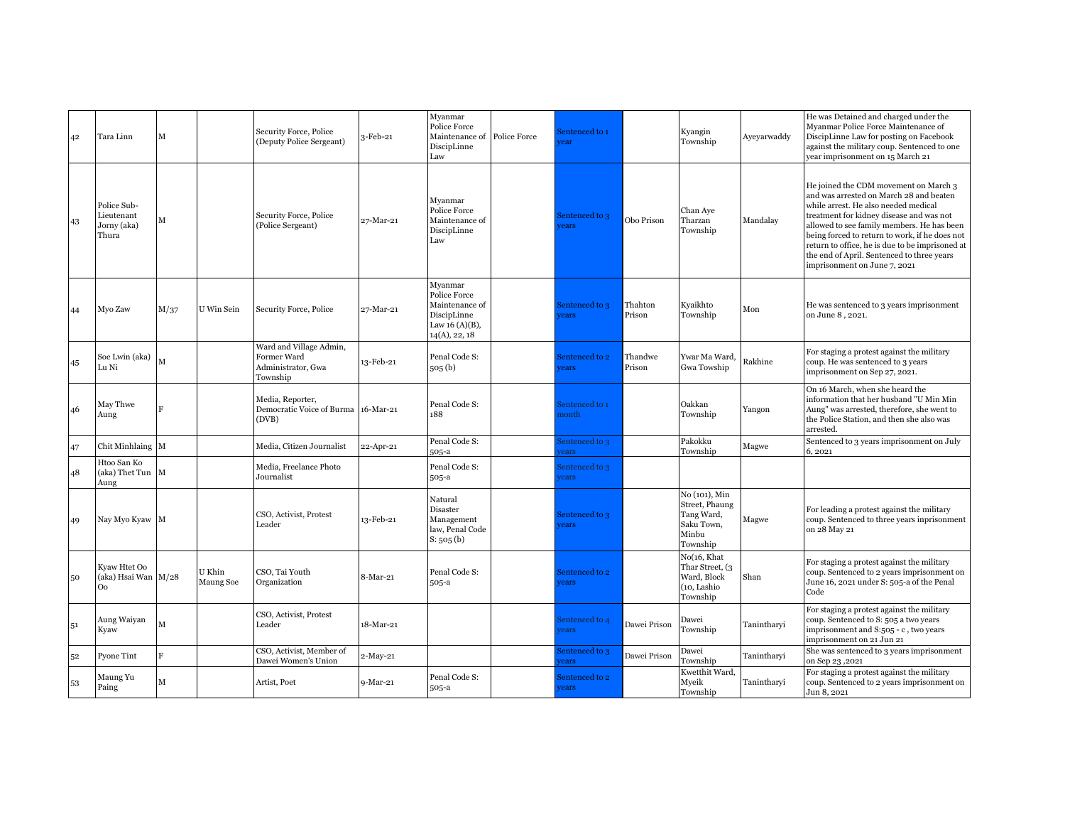| | | | | | | | | | | | | |
|---|---|---|---|---|---|---|---|---|---|---|---|---|
| 42 | Tara Linn | M | | Security Force, Police (Deputy Police Sergeant) | 3-Feb-21 | Myanmar Police Force Maintenance of DiscipLinne Law | Police Force | Sentenced to 1 year | | Kyangin Township | Ayeyarwaddy | He was Detained and charged under the Myanmar Police Force Maintenance of DiscipLinne Law for posting on Facebook against the military coup. Sentenced to one year imprisonment on 15 March 21 |
| 43 | Police Sub-Lieutenant Jorny (aka) Thura | M | | Security Force, Police (Police Sergeant) | 27-Mar-21 | Myanmar Police Force Maintenance of DiscipLinne Law | | Sentenced to 3 years | Obo Prison | Chan Aye Tharzan Township | Mandalay | He joined the CDM movement on March 3 and was arrested on March 28 and beaten while arrest. He also needed medical treatment for kidney disease and was not allowed to see family members. He has been being forced to return to work, if he does not return to office, he is due to be imprisoned at the end of April. Sentenced to three years imprisonment on June 7, 2021 |
| 44 | Myo Zaw | M/37 | U Win Sein | Security Force, Police | 27-Mar-21 | Myanmar Police Force Maintenance of DiscipLinne Law 16 (A)(B), 14(A), 22, 18 | | Sentenced to 3 years | Thahton Prison | Kyaikhto Township | Mon | He was sentenced to 3 years imprisonment on June 8 , 2021. |
| 45 | Soe Lwin (aka) Lu Ni | M | | Ward and Village Admin, Former Ward Administrator, Gwa Township | 13-Feb-21 | Penal Code S: 505 (b) | | Sentenced to 2 years | Thandwe Prison | Ywar Ma Ward, Gwa Towship | Rakhine | For staging a protest against the military coup. He was sentenced to 3 years imprisonment on Sep 27, 2021. |
| 46 | May Thwe Aung | F | | Media, Reporter, Democratic Voice of Burma (DVB) | 16-Mar-21 | Penal Code S: 188 | | Sentenced to 1 month | | Oakkan Township | Yangon | On 16 March, when she heard the information that her husband "U Min Min Aung" was arrested, therefore, she went to the Police Station, and then she also was arrested. |
| 47 | Chit Minhlaing | M | | Media, Citizen Journalist | 22-Apr-21 | Penal Code S: 505-a | | Sentenced to 3 years | | Pakokku Township | Magwe | Sentenced to 3 years imprisonment on July 6, 2021 |
| 48 | Htoo San Ko (aka) Thet Tun Aung | M | | Media, Freelance Photo Journalist | | Penal Code S: 505-a | | Sentenced to 3 years | | | | |
| 49 | Nay Myo Kyaw | M | | CSO, Activist, Protest Leader | 13-Feb-21 | Natural Disaster Management law, Penal Code S: 505 (b) | | Sentenced to 3 years | | No (101), Min Street, Phaung Tang Ward, Saku Town, Minbu Township | Magwe | For leading a protest against the military coup. Sentenced to three years inprisonment on 28 May 21 |
| 50 | Kyaw Htet Oo (aka) Hsai Wan Oo | M/28 | U Khin Maung Soe | CSO, Tai Youth Organization | 8-Mar-21 | Penal Code S: 505-a | | Sentenced to 2 years | | No(16, Khat Thar Street, (3 Ward, Block (10, Lashio Township | Shan | For staging a protest against the military coup. Sentenced to 2 years imprisonment on June 16, 2021 under S: 505-a of the Penal Code |
| 51 | Aung Waiyan Kyaw | M | | CSO, Activist, Protest Leader | 18-Mar-21 | | | Sentenced to 4 years | Dawei Prison | Dawei Township | Tanintharyi | For staging a protest against the military coup. Sentenced to S: 505 a two years imprisonment and S:505 - c , two years imprisonment on 21 Jun 21 |
| 52 | Pyone Tint | F | | CSO, Activist, Member of Dawei Women's Union | 2-May-21 | | | Sentenced to 3 years | Dawei Prison | Dawei Township | Tanintharyi | She was sentenced to 3 years imprisonment on Sep 23 ,2021 |
| 53 | Maung Yu Paing | M | | Artist, Poet | 9-Mar-21 | Penal Code S: 505-a | | Sentenced to 2 years | | Kwetthit Ward, Myeik Township | Tanintharyi | For staging a protest against the military coup. Sentenced to 2 years imprisonment on Jun 8, 2021 |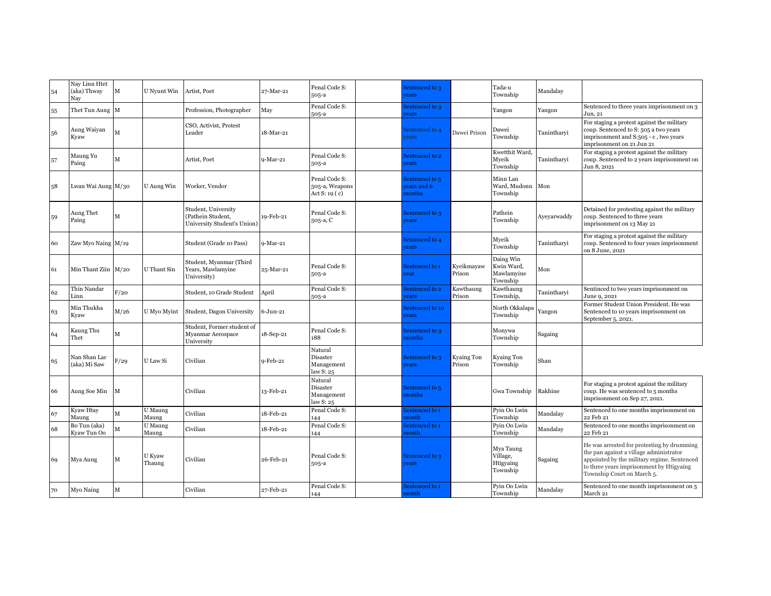| | | | | | | | | | | | | |
|---|---|---|---|---|---|---|---|---|---|---|---|---|
| 54 | Nay Linn Htet (aka) Thway Nay | M | U Nyunt Win | Artist, Poet | 27-Mar-21 | Penal Code S: 505-a | | Sentenced to 3 years | | Tada-u Township | Mandalay | |
| 55 | Thet Tun Aung | M | | Profession, Photographer | May | Penal Code S: 505-a | | Sentenced to 3 years | | Yangon | Yangon | Sentenced to three years imprisonment on 3 Jun, 21 |
| 56 | Aung Waiyan Kyaw | M | | CSO, Activist, Protest Leader | 18-Mar-21 | | | Sentenced to 4 years | Dawei Prison | Dawei Township | Tanintharyi | For staging a protest against the military coup. Sentenced to S: 505 a two years imprisonment and S:505 - c , two years imprisonment on 21 Jun 21 |
| 57 | Maung Yu Paing | M | | Artist, Poet | 9-Mar-21 | Penal Code S: 505-a | | Sentenced to 2 years | | Kwetthit Ward, Myeik Township | Tanintharyi | For staging a protest against the military coup. Sentenced to 2 years imprisonment on Jun 8, 2021 |
| 58 | Lwan Wai Aung | M/30 | U Aung Win | Worker, Vendor | | Penal Code S: 505-a, Weapons Act S: 19 ( c) | | Sentenced to 5 years and 6 months | | Minn Lan Ward, Mudonn Township | Mon | |
| 59 | Aung Thet Paing | M | | Student, University (Pathein Student, University Student's Union) | 19-Feb-21 | Penal Code S: 505-a, C | | Sentenced to 3 years | | Pathein Township | Ayeyarwaddy | Detained for protesting against the military coup. Sentenced to three years imprisonment on 13 May 21 |
| 60 | Zaw Myo Naing | M/19 | | Student (Grade 10 Pass) | 9-Mar-21 | | | Sentenced to 4 years | | Myeik Township | Tanintharyi | For staging a protest against the military coup. Sentenced to four years imprisonment on 8 June, 2021 |
| 61 | Min Thant Ziin | M/20 | U Thant Sin | Student, Myanmar (Third Years, Mawlamyine University) | 25-Mar-21 | Penal Code S: 505-a | | Sentenced to 1 year | Kyeikmayaw Prison | Daing Win Kwin Ward, Mawlamyine Township | Mon | |
| 62 | Thin Nandar Linn | F/20 | | Student, 10 Grade Student | April | Penal Code S: 505-a | | Sentenced to 2 years | Kawthaung Prison | Kawthaung Township, | Tanintharyi | Sentinced to two years imprisonment on June 9, 2021 |
| 63 | Min Thukha Kyaw | M/26 | U Myo Myint | Student, Dagon University | 6-Jun-21 | | | Sentenced to 10 years | | North Okkalapa Township | Yangon | Former Student Union President. He was Sentenced to 10 years imprisonment on September 5, 2021. |
| 64 | Kaung Thu Thet | M | | Student, Former student of Myanmar Aerospace University | 18-Sep-21 | Penal Code S: 188 | | Sentenced to 3 months | | Monywa Township | Sagaing | |
| 65 | Nan Shan Lar (aka) Mi Saw | F/29 | U Law Si | Civilian | 9-Feb-21 | Natural Disaster Management law S: 25 | | Sentenced to 3 years | Kyaing Ton Prison | Kyaing Ton Township | Shan | |
| 66 | Aung Soe Min | M | | Civilian | 13-Feb-21 | Natural Disaster Management law S: 25 | | Sentenced to 5 months | | Gwa Township | Rakhine | For staging a protest against the military coup. He was sentenced to 5 months imprisonment on Sep 27, 2021. |
| 67 | Kyaw Htay Maung | M | U Maung Maung | Civilian | 18-Feb-21 | Penal Code S: 144 | | Sentenced to 1 month | | Pyin Oo Lwin Township | Mandalay | Sentenced to one months imprisonment on 22 Feb 21 |
| 68 | Bo Tun (aka) Kyaw Tun Oo | M | U Maung Maung | Civilian | 18-Feb-21 | Penal Code S: 144 | | Sentenced to 1 month | | Pyin Oo Lwin Township | Mandalay | Sentenced to one months imprisonment on 22 Feb 21 |
| 69 | Mya Aung | M | U Kyaw Thaung | Civilian | 26-Feb-21 | Penal Code S: 505-a | | Sentenced to 3 years | | Mya Taung Village, Htigyaing Township | Sagaing | He was arrested for protesting by drumming the pan against a village administrator appointed by the military regime. Sentenced to three years imprisonment by Htigyaing Township Court on March 5. |
| 70 | Myo Naing | M | | Civilian | 27-Feb-21 | Penal Code S: 144 | | Sentenced to 1 month | | Pyin Oo Lwin Township | Mandalay | Sentenced to one month imprisonment on 5 March 21 |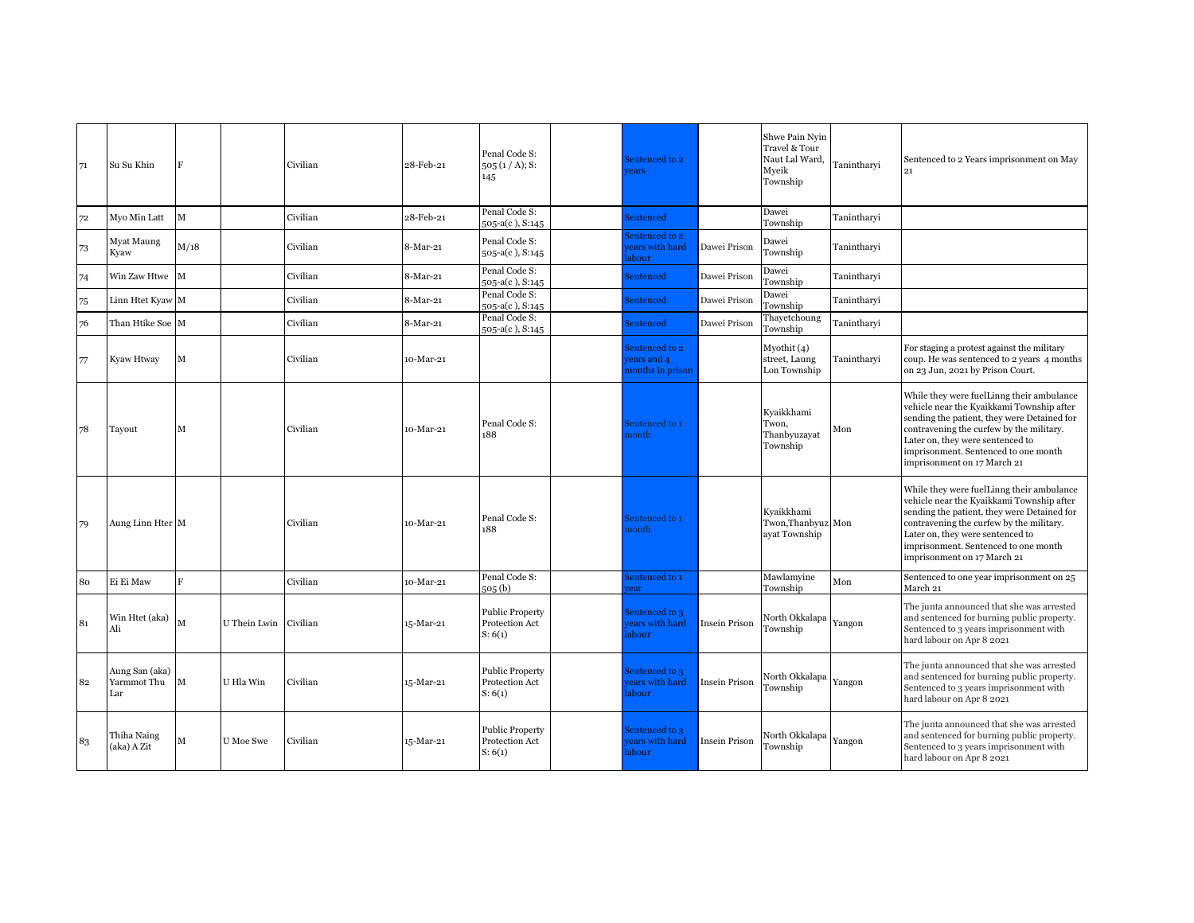| | | | | | | | | | | | | |
|---|---|---|---|---|---|---|---|---|---|---|---|---|
| 71 | Su Su Khin | F | | Civilian | 28-Feb-21 | Penal Code S: 505 (1 / A); S: 145 | | Sentenced to 2 years | | Shwe Pain Nyin Travel & Tour Naut Lal Ward, Myeik Township | Tanintharyi | Sentenced to 2 Years imprisonment on May 21 |
| 72 | Myo Min Latt | M | | Civilian | 28-Feb-21 | Penal Code S: 505-a(c ), S:145 | | Sentenced | | Dawei Township | Tanintharyi | |
| 73 | Myat Maung Kyaw | M/18 | | Civilian | 8-Mar-21 | Penal Code S: 505-a(c ), S:145 | | Sentenced to 2 years with hard labour | Dawei Prison | Dawei Township | Tanintharyi | |
| 74 | Win Zaw Htwe | M | | Civilian | 8-Mar-21 | Penal Code S: 505-a(c ), S:145 | | Sentenced | Dawei Prison | Dawei Township | Tanintharyi | |
| 75 | Linn Htet Kyaw | M | | Civilian | 8-Mar-21 | Penal Code S: 505-a(c ), S:145 | | Sentenced | Dawei Prison | Dawei Township | Tanintharyi | |
| 76 | Than Htike Soe | M | | Civilian | 8-Mar-21 | Penal Code S: 505-a(c ), S:145 | | Sentenced | Dawei Prison | Thayetchoung Township | Tanintharyi | |
| 77 | Kyaw Htway | M | | Civilian | 10-Mar-21 | | | Sentenced to 2 years and 4 months in prison | | Myothit (4) street, Laung Lon Township | Tanintharyi | For staging a protest against the military coup. He was sentenced to 2 years 4 months on 23 Jun, 2021 by Prison Court. |
| 78 | Tayout | M | | Civilian | 10-Mar-21 | Penal Code S: 188 | | Sentenced to 1 month | | Kyaikkhami Twon, Thanbyuzayat Township | Mon | While they were fuelLinng their ambulance vehicle near the Kyaikkami Township after sending the patient, they were Detained for contravening the curfew by the military. Later on, they were sentenced to imprisonment. Sentenced to one month imprisonment on 17 March 21 |
| 79 | Aung Linn Hter | M | | Civilian | 10-Mar-21 | Penal Code S: 188 | | Sentenced to 1 month | | Kyaikkhami Twon,Thanbyuzayat Township | Mon | While they were fuelLinng their ambulance vehicle near the Kyaikkami Township after sending the patient, they were Detained for contravening the curfew by the military. Later on, they were sentenced to imprisonment. Sentenced to one month imprisonment on 17 March 21 |
| 80 | Ei Ei Maw | F | | Civilian | 10-Mar-21 | Penal Code S: 505 (b) | | Sentenced to 1 year | | Mawlamyine Township | Mon | Sentenced to one year imprisonment on 25 March 21 |
| 81 | Win Htet (aka) Ali | M | U Thein Lwin | Civilian | 15-Mar-21 | Public Property Protection Act S: 6(1) | | Sentenced to 3 years with hard labour | Insein Prison | North Okkalapa Township | Yangon | The junta announced that she was arrested and sentenced for burning public property. Sentenced to 3 years imprisonment with hard labour on Apr 8 2021 |
| 82 | Aung San (aka) Yarmmot Thu Lar | M | U Hla Win | Civilian | 15-Mar-21 | Public Property Protection Act S: 6(1) | | Sentenced to 3 years with hard labour | Insein Prison | North Okkalapa Township | Yangon | The junta announced that she was arrested and sentenced for burning public property. Sentenced to 3 years imprisonment with hard labour on Apr 8 2021 |
| 83 | Thiha Naing (aka) A Zit | M | U Moe Swe | Civilian | 15-Mar-21 | Public Property Protection Act S: 6(1) | | Sentenced to 3 years with hard labour | Insein Prison | North Okkalapa Township | Yangon | The junta announced that she was arrested and sentenced for burning public property. Sentenced to 3 years imprisonment with hard labour on Apr 8 2021 |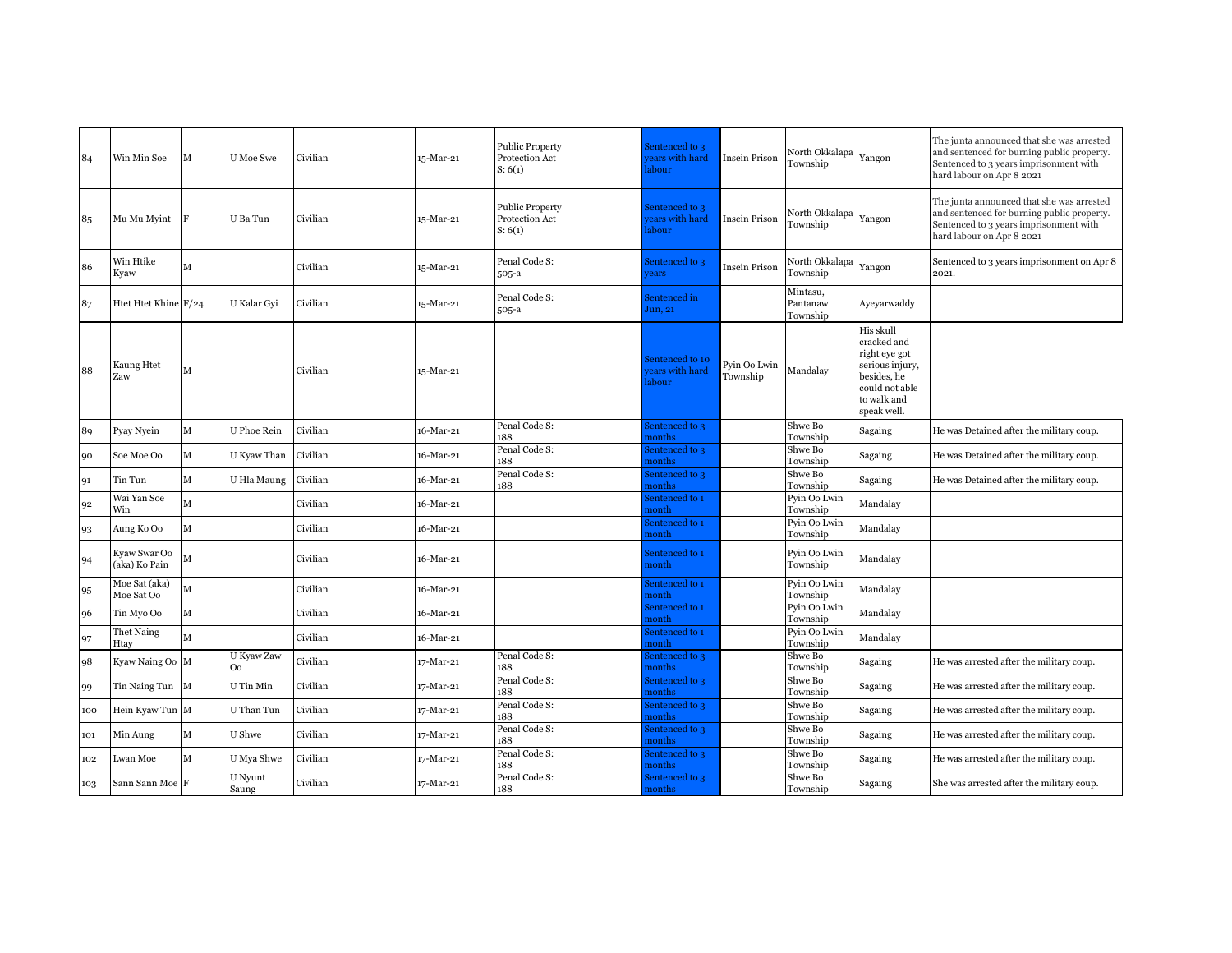| | | | | | | | | | | | | |
|---|---|---|---|---|---|---|---|---|---|---|---|---|
| 84 | Win Min Soe | M | U Moe Swe | Civilian | 15-Mar-21 | Public Property Protection Act S: 6(1) | | Sentenced to 3 years with hard labour | Insein Prison | North Okkalapa Township | Yangon | The junta announced that she was arrested and sentenced for burning public property. Sentenced to 3 years imprisonment with hard labour on Apr 8 2021 |
| 85 | Mu Mu Myint | F | U Ba Tun | Civilian | 15-Mar-21 | Public Property Protection Act S: 6(1) | | Sentenced to 3 years with hard labour | Insein Prison | North Okkalapa Township | Yangon | The junta announced that she was arrested and sentenced for burning public property. Sentenced to 3 years imprisonment with hard labour on Apr 8 2021 |
| 86 | Win Htike Kyaw | M | | Civilian | 15-Mar-21 | Penal Code S: 505-a | | Sentenced to 3 years | Insein Prison | North Okkalapa Township | Yangon | Sentenced to 3 years imprisonment on Apr 8 2021. |
| 87 | Htet Htet Khine | F/24 | U Kalar Gyi | Civilian | 15-Mar-21 | Penal Code S: 505-a | | Sentenced in Jun, 21 | | Mintasu, Pantanaw Township | Ayeyarwaddy | |
| 88 | Kaung Htet Zaw | M | | Civilian | 15-Mar-21 | | | Sentenced to 10 years with hard labour | Pyin Oo Lwin Township | Mandalay | His skull cracked and right eye got serious injury, besides, he could not able to walk and speak well. | |
| 89 | Pyay Nyein | M | U Phoe Rein | Civilian | 16-Mar-21 | Penal Code S: 188 | | Sentenced to 3 months | | Shwe Bo Township | Sagaing | He was Detained after the military coup. |
| 90 | Soe Moe Oo | M | U Kyaw Than | Civilian | 16-Mar-21 | Penal Code S: 188 | | Sentenced to 3 months | | Shwe Bo Township | Sagaing | He was Detained after the military coup. |
| 91 | Tin Tun | M | U Hla Maung | Civilian | 16-Mar-21 | Penal Code S: 188 | | Sentenced to 3 months | | Shwe Bo Township | Sagaing | He was Detained after the military coup. |
| 92 | Wai Yan Soe Win | M | | Civilian | 16-Mar-21 | | | Sentenced to 1 month | | Pyin Oo Lwin Township | Mandalay | |
| 93 | Aung Ko Oo | M | | Civilian | 16-Mar-21 | | | Sentenced to 1 month | | Pyin Oo Lwin Township | Mandalay | |
| 94 | Kyaw Swar Oo (aka) Ko Pain | M | | Civilian | 16-Mar-21 | | | Sentenced to 1 month | | Pyin Oo Lwin Township | Mandalay | |
| 95 | Moe Sat (aka) Moe Sat Oo | M | | Civilian | 16-Mar-21 | | | Sentenced to 1 month | | Pyin Oo Lwin Township | Mandalay | |
| 96 | Tin Myo Oo | M | | Civilian | 16-Mar-21 | | | Sentenced to 1 month | | Pyin Oo Lwin Township | Mandalay | |
| 97 | Thet Naing Htay | M | | Civilian | 16-Mar-21 | | | Sentenced to 1 month | | Pyin Oo Lwin Township | Mandalay | |
| 98 | Kyaw Naing Oo | M | U Kyaw Zaw Oo | Civilian | 17-Mar-21 | Penal Code S: 188 | | Sentenced to 3 months | | Shwe Bo Township | Sagaing | He was arrested after the military coup. |
| 99 | Tin Naing Tun | M | U Tin Min | Civilian | 17-Mar-21 | Penal Code S: 188 | | Sentenced to 3 months | | Shwe Bo Township | Sagaing | He was arrested after the military coup. |
| 100 | Hein Kyaw Tun | M | U Than Tun | Civilian | 17-Mar-21 | Penal Code S: 188 | | Sentenced to 3 months | | Shwe Bo Township | Sagaing | He was arrested after the military coup. |
| 101 | Min Aung | M | U Shwe | Civilian | 17-Mar-21 | Penal Code S: 188 | | Sentenced to 3 months | | Shwe Bo Township | Sagaing | He was arrested after the military coup. |
| 102 | Lwan Moe | M | U Mya Shwe | Civilian | 17-Mar-21 | Penal Code S: 188 | | Sentenced to 3 months | | Shwe Bo Township | Sagaing | He was arrested after the military coup. |
| 103 | Sann Sann Moe | F | U Nyunt Saung | Civilian | 17-Mar-21 | Penal Code S: 188 | | Sentenced to 3 months | | Shwe Bo Township | Sagaing | She was arrested after the military coup. |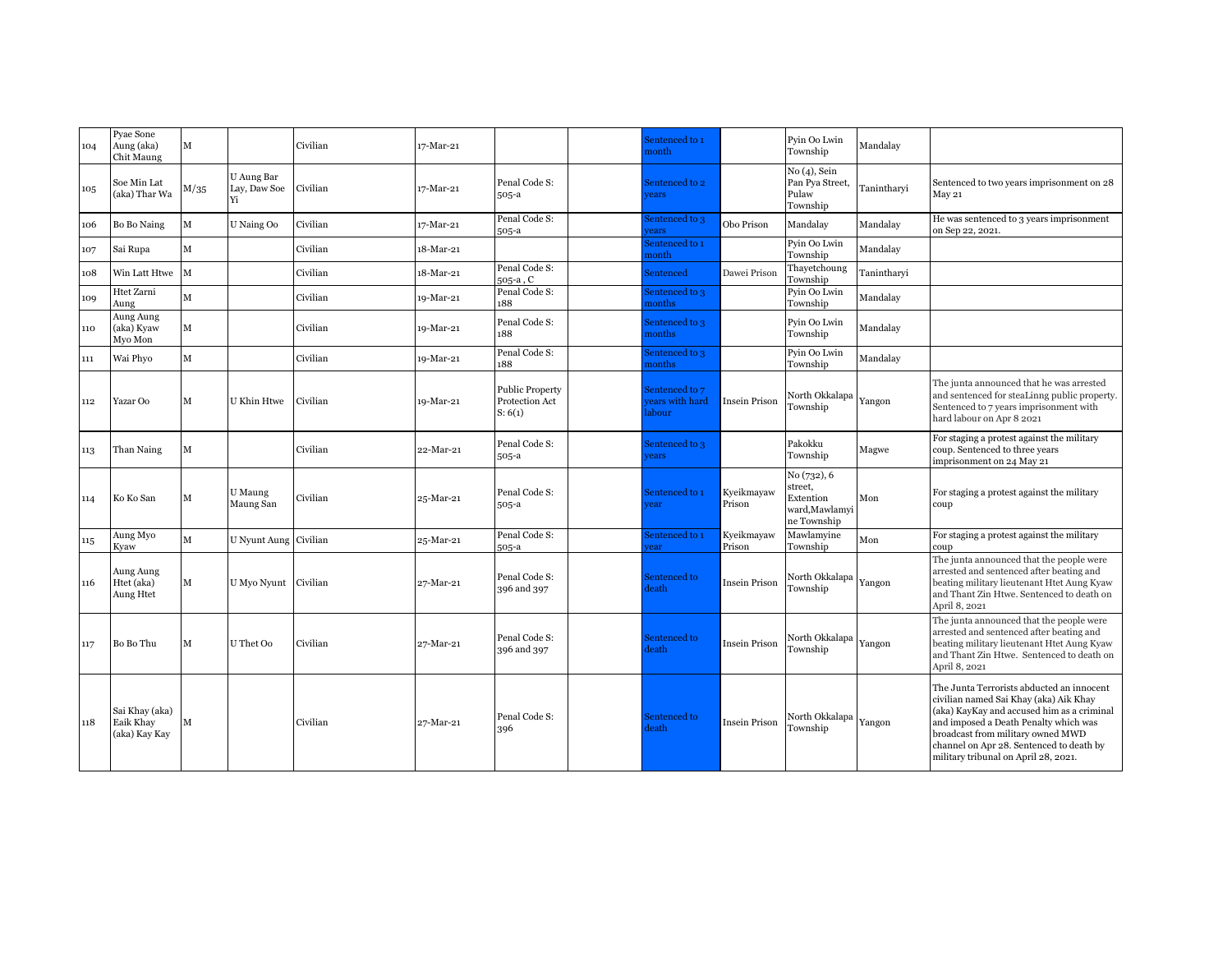| | | | | | | | | | | | | |
|---|---|---|---|---|---|---|---|---|---|---|---|---|
| 104 | Pyae Sone Aung (aka) Chit Maung | M | | Civilian | 17-Mar-21 | | | Sentenced to 1 month | | Pyin Oo Lwin Township | Mandalay | |
| 105 | Soe Min Lat (aka) Thar Wa | M/35 | U Aung Bar Lay, Daw Soe Yi | Civilian | 17-Mar-21 | Penal Code S: 505-a | | Sentenced to 2 years | | No (4), Sein Pan Pya Street, Pulaw Township | Tanintharyi | Sentenced to two years imprisonment on 28 May 21 |
| 106 | Bo Bo Naing | M | U Naing Oo | Civilian | 17-Mar-21 | Penal Code S: 505-a | | Sentenced to 3 years | Obo Prison | Mandalay | Mandalay | He was sentenced to 3 years imprisonment on Sep 22, 2021. |
| 107 | Sai Rupa | M | | Civilian | 18-Mar-21 | | | Sentenced to 1 month | | Pyin Oo Lwin Township | Mandalay | |
| 108 | Win Latt Htwe | M | | Civilian | 18-Mar-21 | Penal Code S: 505-a , C | | Sentenced | Dawei Prison | Thayetchoung Township | Tanintharyi | |
| 109 | Htet Zarni Aung | M | | Civilian | 19-Mar-21 | Penal Code S: 188 | | Sentenced to 3 months | | Pyin Oo Lwin Township | Mandalay | |
| 110 | Aung Aung (aka) Kyaw Myo Mon | M | | Civilian | 19-Mar-21 | Penal Code S: 188 | | Sentenced to 3 months | | Pyin Oo Lwin Township | Mandalay | |
| 111 | Wai Phyo | M | | Civilian | 19-Mar-21 | Penal Code S: 188 | | Sentenced to 3 months | | Pyin Oo Lwin Township | Mandalay | |
| 112 | Yazar Oo | M | U Khin Htwe | Civilian | 19-Mar-21 | Public Property Protection Act S: 6(1) | | Sentenced to 7 years with hard labour | Insein Prison | North Okkalapa Township | Yangon | The junta announced that he was arrested and sentenced for steaLinng public property. Sentenced to 7 years imprisonment with hard labour on Apr 8 2021 |
| 113 | Than Naing | M | | Civilian | 22-Mar-21 | Penal Code S: 505-a | | Sentenced to 3 years | | Pakokku Township | Magwe | For staging a protest against the military coup. Sentenced to three years imprisonment on 24 May 21 |
| 114 | Ko Ko San | M | U Maung Maung San | Civilian | 25-Mar-21 | Penal Code S: 505-a | | Sentenced to 1 year | Kyeikmayaw Prison | No (732), 6 street, Extention ward,Mawlamyine Township | Mon | For staging a protest against the military coup |
| 115 | Aung Myo Kyaw | M | U Nyunt Aung | Civilian | 25-Mar-21 | Penal Code S: 505-a | | Sentenced to 1 year | Kyeikmayaw Prison | Mawlamyine Township | Mon | For staging a protest against the military coup |
| 116 | Aung Aung Htet (aka) Aung Htet | M | U Myo Nyunt | Civilian | 27-Mar-21 | Penal Code S: 396 and 397 | | Sentenced to death | Insein Prison | North Okkalapa Township | Yangon | The junta announced that the people were arrested and sentenced after beating and beating military lieutenant Htet Aung Kyaw and Thant Zin Htwe. Sentenced to death on April 8, 2021 |
| 117 | Bo Bo Thu | M | U Thet Oo | Civilian | 27-Mar-21 | Penal Code S: 396 and 397 | | Sentenced to death | Insein Prison | North Okkalapa Township | Yangon | The junta announced that the people were arrested and sentenced after beating and beating military lieutenant Htet Aung Kyaw and Thant Zin Htwe. Sentenced to death on April 8, 2021 |
| 118 | Sai Khay (aka) Eaik Khay (aka) Kay Kay | M | | Civilian | 27-Mar-21 | Penal Code S: 396 | | Sentenced to death | Insein Prison | North Okkalapa Township | Yangon | The Junta Terrorists abducted an innocent civilian named Sai Khay (aka) Aik Khay (aka) KayKay and accused him as a criminal and imposed a Death Penalty which was broadcast from military owned MWD channel on Apr 28. Sentenced to death by military tribunal on April 28, 2021. |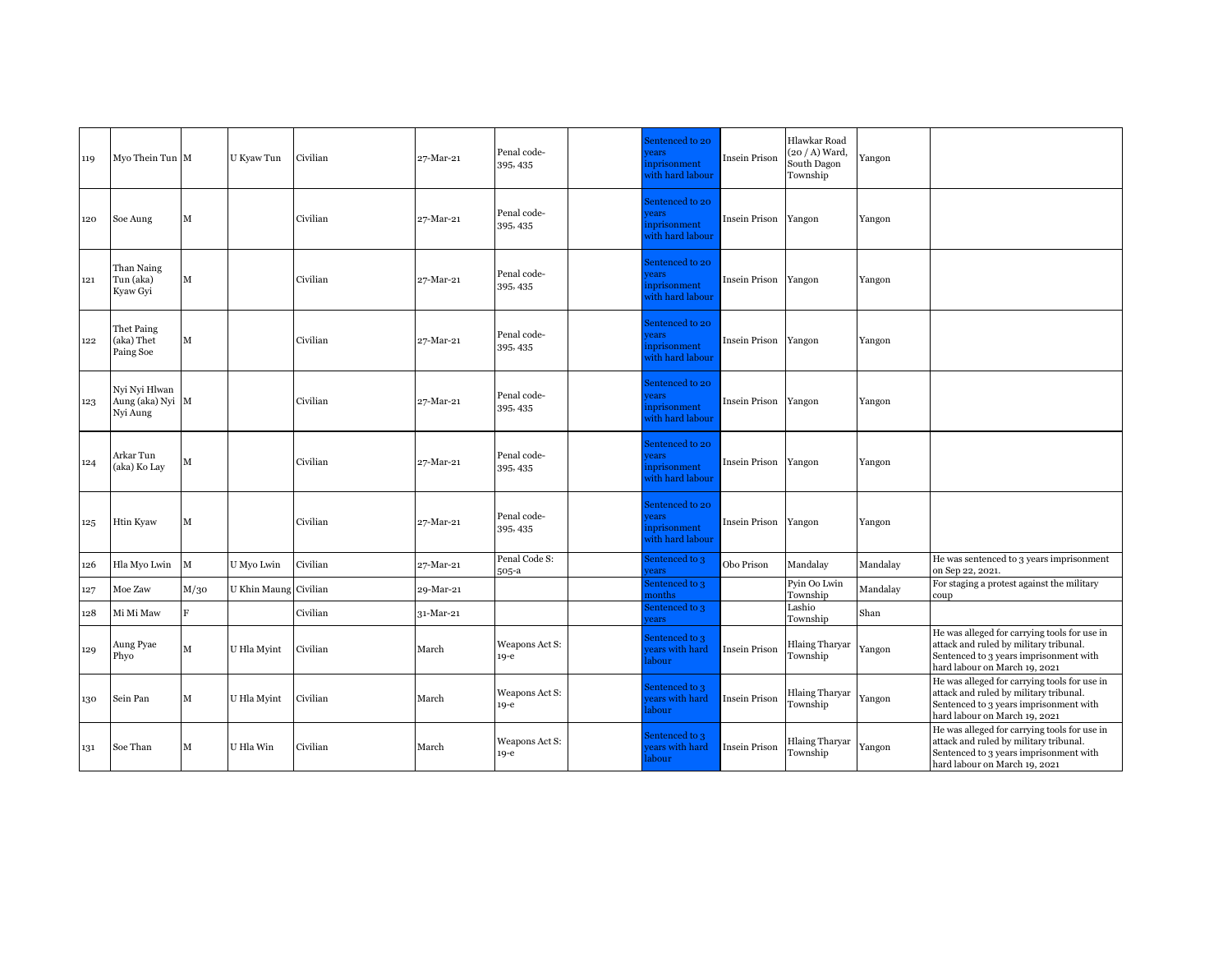| | | | | | | | | | | | | |
|---|---|---|---|---|---|---|---|---|---|---|---|---|
| 119 | Myo Thein Tun | M | U Kyaw Tun | Civilian | 27-Mar-21 | Penal code-395, 435 | | Sentenced to 20 years inprisonment with hard labour | Insein Prison | Hlawkar Road (20 / A) Ward, South Dagon Township | Yangon | |
| 120 | Soe Aung | M | | Civilian | 27-Mar-21 | Penal code-395, 435 | | Sentenced to 20 years inprisonment with hard labour | Insein Prison | Yangon | Yangon | |
| 121 | Than Naing Tun (aka) Kyaw Gyi | M | | Civilian | 27-Mar-21 | Penal code-395, 435 | | Sentenced to 20 years inprisonment with hard labour | Insein Prison | Yangon | Yangon | |
| 122 | Thet Paing (aka) Thet Paing Soe | M | | Civilian | 27-Mar-21 | Penal code-395, 435 | | Sentenced to 20 years inprisonment with hard labour | Insein Prison | Yangon | Yangon | |
| 123 | Nyi Nyi Hlwan Aung (aka) Nyi Nyi Aung | M | | Civilian | 27-Mar-21 | Penal code-395, 435 | | Sentenced to 20 years inprisonment with hard labour | Insein Prison | Yangon | Yangon | |
| 124 | Arkar Tun (aka) Ko Lay | M | | Civilian | 27-Mar-21 | Penal code-395, 435 | | Sentenced to 20 years inprisonment with hard labour | Insein Prison | Yangon | Yangon | |
| 125 | Htin Kyaw | M | | Civilian | 27-Mar-21 | Penal code-395, 435 | | Sentenced to 20 years inprisonment with hard labour | Insein Prison | Yangon | Yangon | |
| 126 | Hla Myo Lwin | M | U Myo Lwin | Civilian | 27-Mar-21 | Penal Code S: 505-a | | Sentenced to 3 years | Obo Prison | Mandalay | Mandalay | He was sentenced to 3 years imprisonment on Sep 22, 2021. |
| 127 | Moe Zaw | M/30 | U Khin Maung | Civilian | 29-Mar-21 | | | Sentenced to 3 months | | Pyin Oo Lwin Township | Mandalay | For staging a protest against the military coup |
| 128 | Mi Mi Maw | F | | Civilian | 31-Mar-21 | | | Sentenced to 3 years | | Lashio Township | Shan | |
| 129 | Aung Pyae Phyo | M | U Hla Myint | Civilian | March | Weapons Act S: 19-e | | Sentenced to 3 years with hard labour | Insein Prison | Hlaing Tharyar Township | Yangon | He was alleged for carrying tools for use in attack and ruled by military tribunal. Sentenced to 3 years imprisonment with hard labour on March 19, 2021 |
| 130 | Sein Pan | M | U Hla Myint | Civilian | March | Weapons Act S: 19-e | | Sentenced to 3 years with hard labour | Insein Prison | Hlaing Tharyar Township | Yangon | He was alleged for carrying tools for use in attack and ruled by military tribunal. Sentenced to 3 years imprisonment with hard labour on March 19, 2021 |
| 131 | Soe Than | M | U Hla Win | Civilian | March | Weapons Act S: 19-e | | Sentenced to 3 years with hard labour | Insein Prison | Hlaing Tharyar Township | Yangon | He was alleged for carrying tools for use in attack and ruled by military tribunal. Sentenced to 3 years imprisonment with hard labour on March 19, 2021 |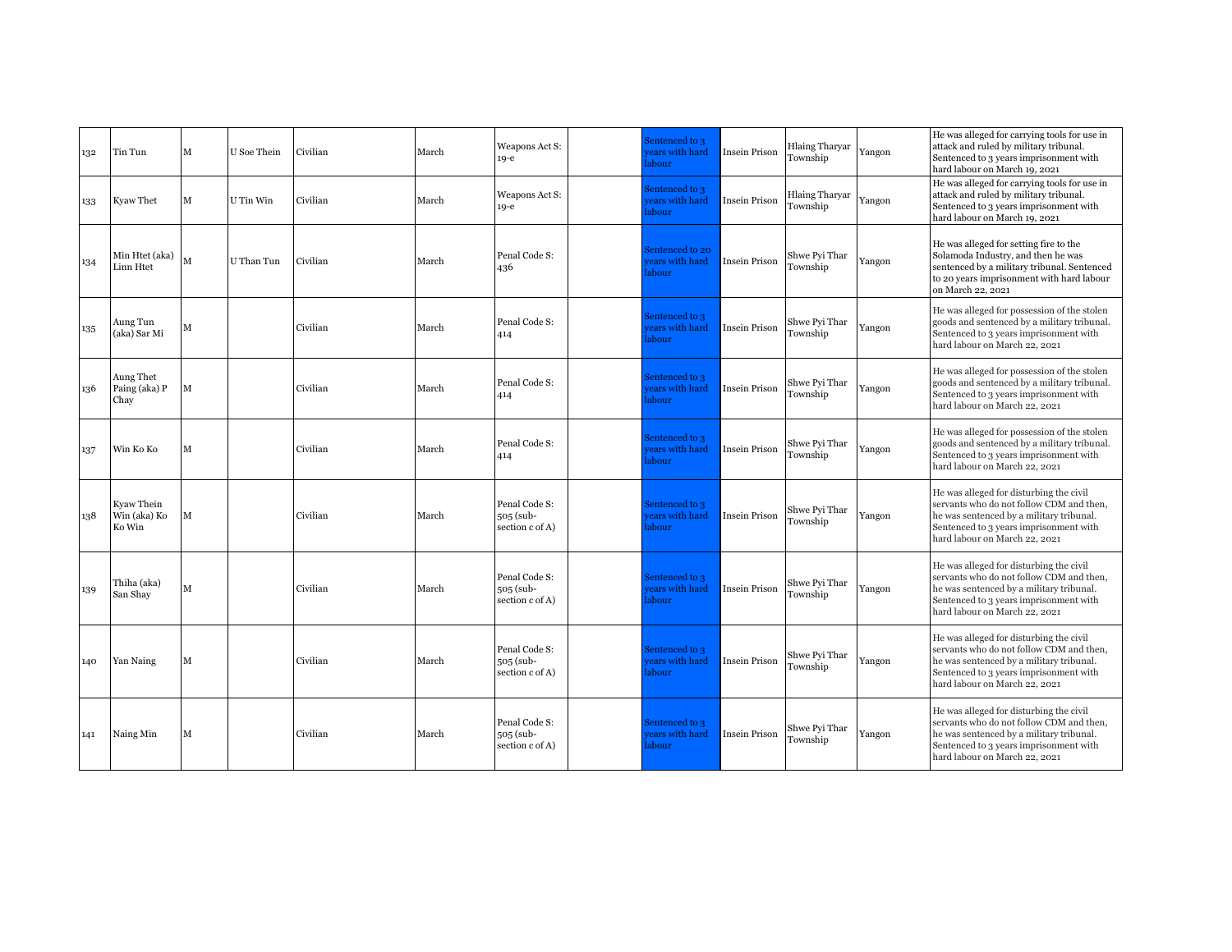| | | | | | | | | | | | |
|---|---|---|---|---|---|---|---|---|---|---|---|
| 132 | Tin Tun | M | U Soe Thein | Civilian | March | Weapons Act S: 19-e | | Sentenced to 3 years with hard labour | Insein Prison | Hlaing Tharyar Township | Yangon | He was alleged for carrying tools for use in attack and ruled by military tribunal. Sentenced to 3 years imprisonment with hard labour on March 19, 2021 |
| 133 | Kyaw Thet | M | U Tin Win | Civilian | March | Weapons Act S: 19-e | | Sentenced to 3 years with hard labour | Insein Prison | Hlaing Tharyar Township | Yangon | He was alleged for carrying tools for use in attack and ruled by military tribunal. Sentenced to 3 years imprisonment with hard labour on March 19, 2021 |
| 134 | Min Htet (aka) Linn Htet | M | U Than Tun | Civilian | March | Penal Code S: 436 | | Sentenced to 20 years with hard labour | Insein Prison | Shwe Pyi Thar Township | Yangon | He was alleged for setting fire to the Solamoda Industry, and then he was sentenced by a military tribunal. Sentenced to 20 years imprisonment with hard labour on March 22, 2021 |
| 135 | Aung Tun (aka) Sar Mi | M | | Civilian | March | Penal Code S: 414 | | Sentenced to 3 years with hard labour | Insein Prison | Shwe Pyi Thar Township | Yangon | He was alleged for possession of the stolen goods and sentenced by a military tribunal. Sentenced to 3 years imprisonment with hard labour on March 22, 2021 |
| 136 | Aung Thet Paing (aka) P Chay | M | | Civilian | March | Penal Code S: 414 | | Sentenced to 3 years with hard labour | Insein Prison | Shwe Pyi Thar Township | Yangon | He was alleged for possession of the stolen goods and sentenced by a military tribunal. Sentenced to 3 years imprisonment with hard labour on March 22, 2021 |
| 137 | Win Ko Ko | M | | Civilian | March | Penal Code S: 414 | | Sentenced to 3 years with hard labour | Insein Prison | Shwe Pyi Thar Township | Yangon | He was alleged for possession of the stolen goods and sentenced by a military tribunal. Sentenced to 3 years imprisonment with hard labour on March 22, 2021 |
| 138 | Kyaw Thein Win (aka) Ko Ko Win | M | | Civilian | March | Penal Code S: 505 (sub-section c of A) | | Sentenced to 3 years with hard labour | Insein Prison | Shwe Pyi Thar Township | Yangon | He was alleged for disturbing the civil servants who do not follow CDM and then, he was sentenced by a military tribunal. Sentenced to 3 years imprisonment with hard labour on March 22, 2021 |
| 139 | Thiha (aka) San Shay | M | | Civilian | March | Penal Code S: 505 (sub-section c of A) | | Sentenced to 3 years with hard labour | Insein Prison | Shwe Pyi Thar Township | Yangon | He was alleged for disturbing the civil servants who do not follow CDM and then, he was sentenced by a military tribunal. Sentenced to 3 years imprisonment with hard labour on March 22, 2021 |
| 140 | Yan Naing | M | | Civilian | March | Penal Code S: 505 (sub-section c of A) | | Sentenced to 3 years with hard labour | Insein Prison | Shwe Pyi Thar Township | Yangon | He was alleged for disturbing the civil servants who do not follow CDM and then, he was sentenced by a military tribunal. Sentenced to 3 years imprisonment with hard labour on March 22, 2021 |
| 141 | Naing Min | M | | Civilian | March | Penal Code S: 505 (sub-section c of A) | | Sentenced to 3 years with hard labour | Insein Prison | Shwe Pyi Thar Township | Yangon | He was alleged for disturbing the civil servants who do not follow CDM and then, he was sentenced by a military tribunal. Sentenced to 3 years imprisonment with hard labour on March 22, 2021 |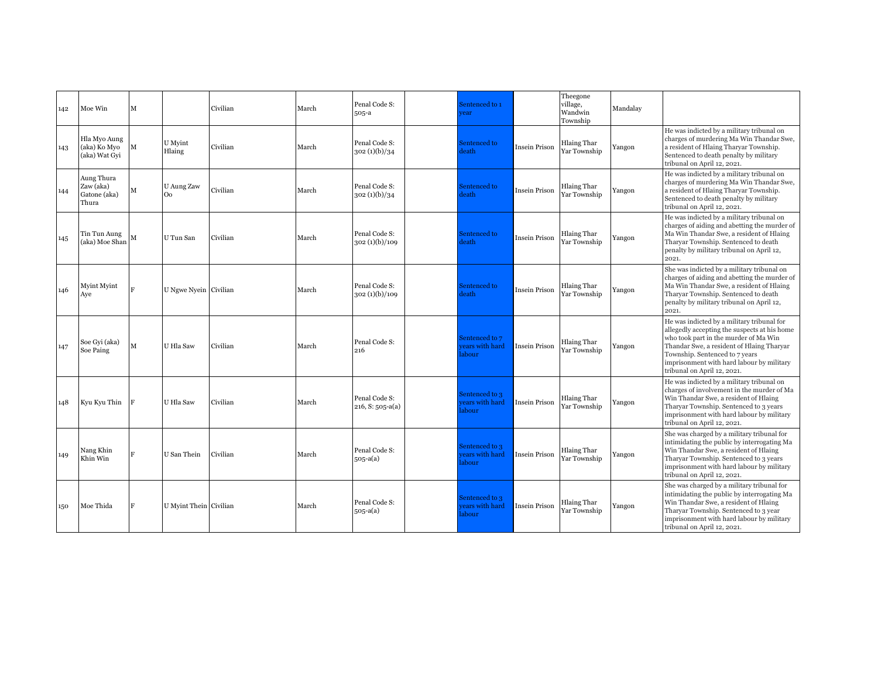| 142 | Moe Win | M | | Civilian | March | Penal Code S: 505-a | | Sentenced to 1 year | | Theegone village, Wandwin Township | Mandalay | |
|---|---|---|---|---|---|---|---|---|---|---|---|---|
| 143 | Hla Myo Aung (aka) Ko Myo (aka) Wat Gyi | M | U Myint Hlaing | Civilian | March | Penal Code S: 302 (1)(b)/34 | | Sentenced to death | Insein Prison | Hlaing Thar Yar Township | Yangon | He was indicted by a military tribunal on charges of murdering Ma Win Thandar Swe, a resident of Hlaing Tharyar Township. Sentenced to death penalty by military tribunal on April 12, 2021. |
| 144 | Aung Thura Zaw (aka) Gatone (aka) Thura | M | U Aung Zaw Oo | Civilian | March | Penal Code S: 302 (1)(b)/34 | | Sentenced to death | Insein Prison | Hlaing Thar Yar Township | Yangon | He was indicted by a military tribunal on charges of murdering Ma Win Thandar Swe, a resident of Hlaing Tharyar Township. Sentenced to death penalty by military tribunal on April 12, 2021. |
| 145 | Tin Tun Aung (aka) Moe Shan | M | U Tun San | Civilian | March | Penal Code S: 302 (1)(b)/109 | | Sentenced to death | Insein Prison | Hlaing Thar Yar Township | Yangon | He was indicted by a military tribunal on charges of aiding and abetting the murder of Ma Win Thandar Swe, a resident of Hlaing Tharyar Township. Sentenced to death penalty by military tribunal on April 12, 2021. |
| 146 | Myint Myint Aye | F | U Ngwe Nyein | Civilian | March | Penal Code S: 302 (1)(b)/109 | | Sentenced to death | Insein Prison | Hlaing Thar Yar Township | Yangon | She was indicted by a military tribunal on charges of aiding and abetting the murder of Ma Win Thandar Swe, a resident of Hlaing Tharyar Township. Sentenced to death penalty by military tribunal on April 12, 2021. |
| 147 | Soe Gyi (aka) Soe Paing | M | U Hla Saw | Civilian | March | Penal Code S: 216 | | Sentenced to 7 years with hard labour | Insein Prison | Hlaing Thar Yar Township | Yangon | He was indicted by a military tribunal for allegedly accepting the suspects at his home who took part in the murder of Ma Win Thandar Swe, a resident of Hlaing Tharyar Township. Sentenced to 7 years imprisonment with hard labour by military tribunal on April 12, 2021. |
| 148 | Kyu Kyu Thin | F | U Hla Saw | Civilian | March | Penal Code S: 216, S: 505-a(a) | | Sentenced to 3 years with hard labour | Insein Prison | Hlaing Thar Yar Township | Yangon | He was indicted by a military tribunal on charges of involvement in the murder of Ma Win Thandar Swe, a resident of Hlaing Tharyar Township. Sentenced to 3 years imprisonment with hard labour by military tribunal on April 12, 2021. |
| 149 | Nang Khin Khin Win | F | U San Thein | Civilian | March | Penal Code S: 505-a(a) | | Sentenced to 3 years with hard labour | Insein Prison | Hlaing Thar Yar Township | Yangon | She was charged by a military tribunal for intimidating the public by interrogating Ma Win Thandar Swe, a resident of Hlaing Tharyar Township. Sentenced to 3 years imprisonment with hard labour by military tribunal on April 12, 2021. |
| 150 | Moe Thida | F | U Myint Thein | Civilian | March | Penal Code S: 505-a(a) | | Sentenced to 3 years with hard labour | Insein Prison | Hlaing Thar Yar Township | Yangon | She was charged by a military tribunal for intimidating the public by interrogating Ma Win Thandar Swe, a resident of Hlaing Tharyar Township. Sentenced to 3 year imprisonment with hard labour by military tribunal on April 12, 2021. |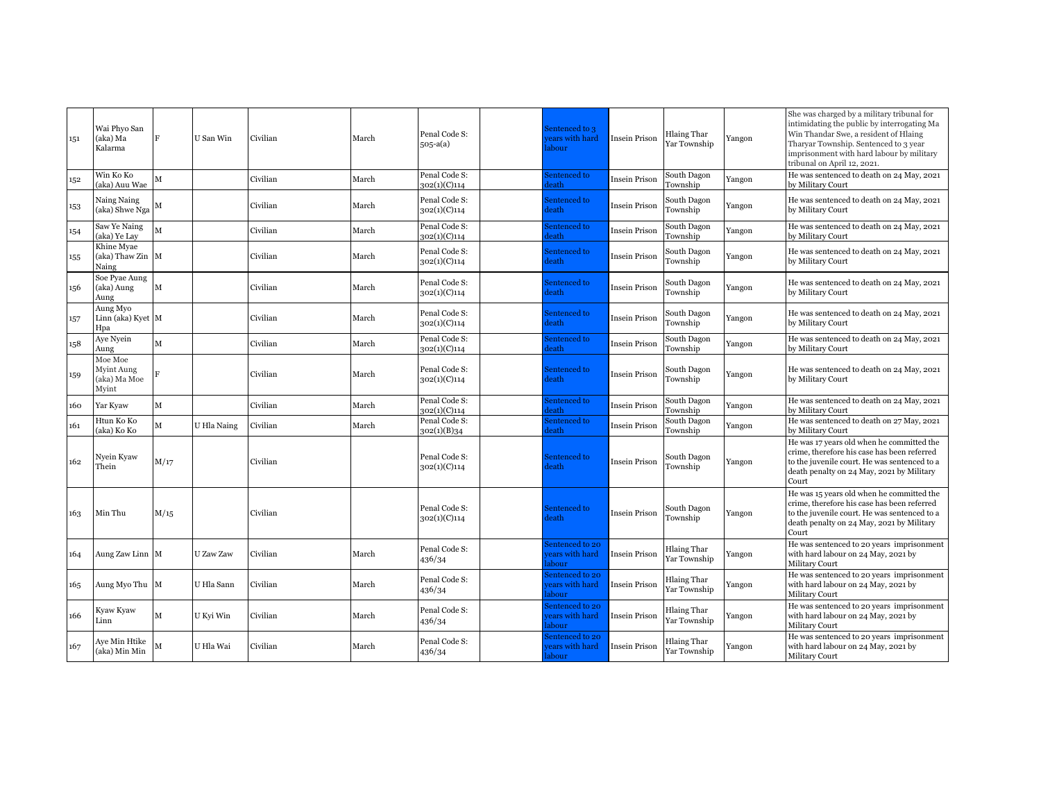| | | | | | | | | | | | | |
|---|---|---|---|---|---|---|---|---|---|---|---|---|
| 151 | Wai Phyo San (aka) Ma Kalarma | F | U San Win | Civilian | March | Penal Code S: 505-a(a) | | Sentenced to 3 years with hard labour | Insein Prison | Hlaing Thar Yar Township | Yangon | She was charged by a military tribunal for intimidating the public by interrogating Ma Win Thandar Swe, a resident of Hlaing Tharyar Township. Sentenced to 3 year imprisonment with hard labour by military tribunal on April 12, 2021. |
| 152 | Win Ko Ko (aka) Auu Wae | M | | Civilian | March | Penal Code S: 302(1)(C)114 | | Sentenced to death | Insein Prison | South Dagon Township | Yangon | He was sentenced to death on 24 May, 2021 by Military Court |
| 153 | Naing Naing (aka) Shwe Nga | M | | Civilian | March | Penal Code S: 302(1)(C)114 | | Sentenced to death | Insein Prison | South Dagon Township | Yangon | He was sentenced to death on 24 May, 2021 by Military Court |
| 154 | Saw Ye Naing (aka) Ye Lay | M | | Civilian | March | Penal Code S: 302(1)(C)114 | | Sentenced to death | Insein Prison | South Dagon Township | Yangon | He was sentenced to death on 24 May, 2021 by Military Court |
| 155 | Khine Myae (aka) Thaw Zin Naing | M | | Civilian | March | Penal Code S: 302(1)(C)114 | | Sentenced to death | Insein Prison | South Dagon Township | Yangon | He was sentenced to death on 24 May, 2021 by Military Court |
| 156 | Soe Pyae Aung (aka) Aung Aung | M | | Civilian | March | Penal Code S: 302(1)(C)114 | | Sentenced to death | Insein Prison | South Dagon Township | Yangon | He was sentenced to death on 24 May, 2021 by Military Court |
| 157 | Aung Myo Linn (aka) Kyet Hpa | M | | Civilian | March | Penal Code S: 302(1)(C)114 | | Sentenced to death | Insein Prison | South Dagon Township | Yangon | He was sentenced to death on 24 May, 2021 by Military Court |
| 158 | Aye Nyein Aung | M | | Civilian | March | Penal Code S: 302(1)(C)114 | | Sentenced to death | Insein Prison | South Dagon Township | Yangon | He was sentenced to death on 24 May, 2021 by Military Court |
| 159 | Moe Moe Myint Aung (aka) Ma Moe Myint | F | | Civilian | March | Penal Code S: 302(1)(C)114 | | Sentenced to death | Insein Prison | South Dagon Township | Yangon | He was sentenced to death on 24 May, 2021 by Military Court |
| 160 | Yar Kyaw | M | | Civilian | March | Penal Code S: 302(1)(C)114 | | Sentenced to death | Insein Prison | South Dagon Township | Yangon | He was sentenced to death on 24 May, 2021 by Military Court |
| 161 | Htun Ko Ko (aka) Ko Ko | M | U Hla Naing | Civilian | March | Penal Code S: 302(1)(B)34 | | Sentenced to death | Insein Prison | South Dagon Township | Yangon | He was sentenced to death on 27 May, 2021 by Military Court |
| 162 | Nyein Kyaw Thein | M/17 | | Civilian | | Penal Code S: 302(1)(C)114 | | Sentenced to death | Insein Prison | South Dagon Township | Yangon | He was 17 years old when he committed the crime, therefore his case has been referred to the juvenile court. He was sentenced to a death penalty on 24 May, 2021 by Military Court |
| 163 | Min Thu | M/15 | | Civilian | | Penal Code S: 302(1)(C)114 | | Sentenced to death | Insein Prison | South Dagon Township | Yangon | He was 15 years old when he committed the crime, therefore his case has been referred to the juvenile court. He was sentenced to a death penalty on 24 May, 2021 by Military Court |
| 164 | Aung Zaw Linn | M | U Zaw Zaw | Civilian | March | Penal Code S: 436/34 | | Sentenced to 20 years with hard labour | Insein Prison | Hlaing Thar Yar Township | Yangon | He was sentenced to 20 years imprisonment with hard labour on 24 May, 2021 by Military Court |
| 165 | Aung Myo Thu | M | U Hla Sann | Civilian | March | Penal Code S: 436/34 | | Sentenced to 20 years with hard labour | Insein Prison | Hlaing Thar Yar Township | Yangon | He was sentenced to 20 years imprisonment with hard labour on 24 May, 2021 by Military Court |
| 166 | Kyaw Kyaw Linn | M | U Kyi Win | Civilian | March | Penal Code S: 436/34 | | Sentenced to 20 years with hard labour | Insein Prison | Hlaing Thar Yar Township | Yangon | He was sentenced to 20 years imprisonment with hard labour on 24 May, 2021 by Military Court |
| 167 | Aye Min Htike (aka) Min Min | M | U Hla Wai | Civilian | March | Penal Code S: 436/34 | | Sentenced to 20 years with hard labour | Insein Prison | Hlaing Thar Yar Township | Yangon | He was sentenced to 20 years imprisonment with hard labour on 24 May, 2021 by Military Court |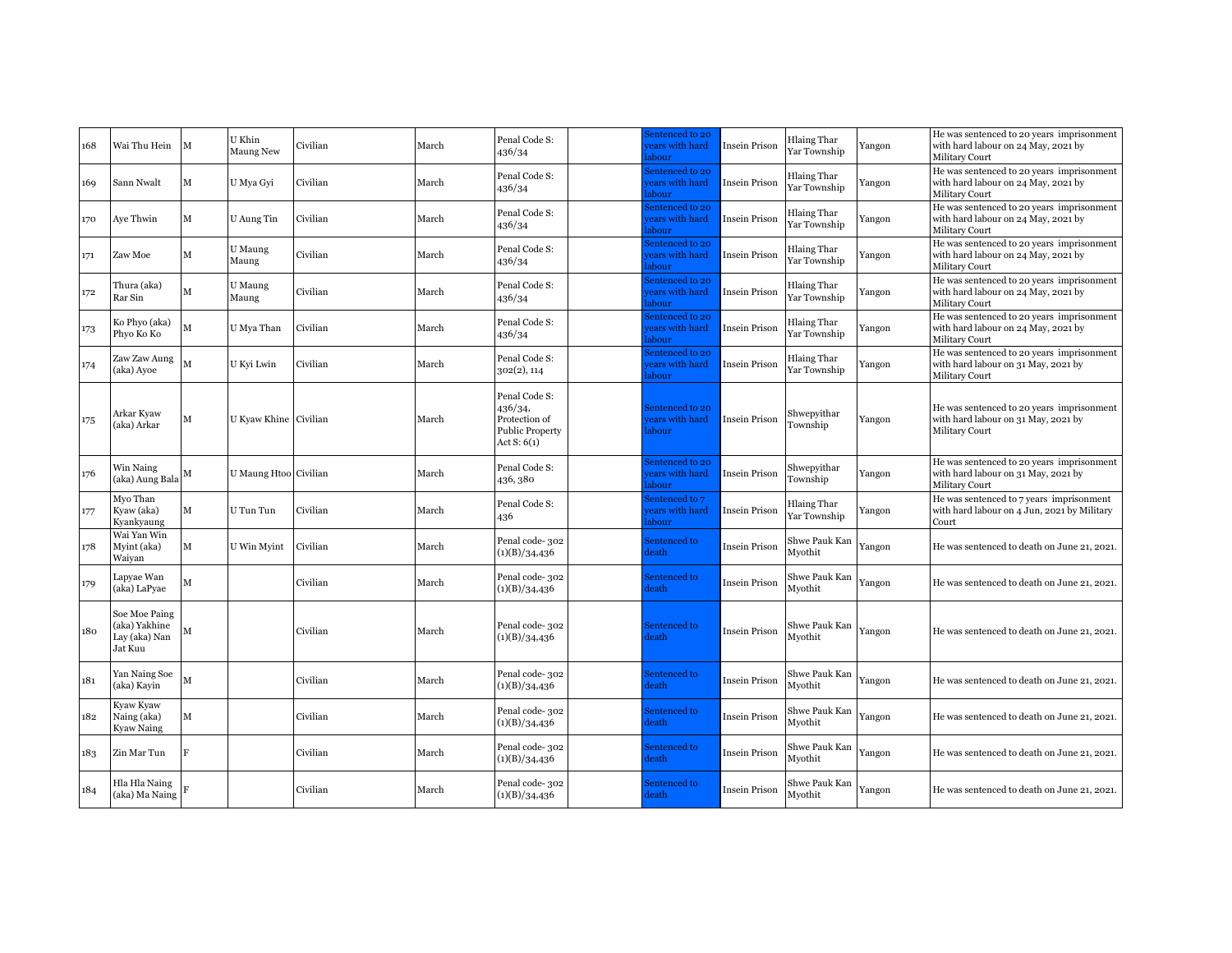| 168 | Wai Thu Hein | M | U Khin Maung New | Civilian | March | Penal Code S: 436/34 | | Sentenced to 20 years with hard labour | Insein Prison | Hlaing Thar Yar Township | Yangon | He was sentenced to 20 years imprisonment with hard labour on 24 May, 2021 by Military Court |
|---|---|---|---|---|---|---|---|---|---|---|---|---|
| 169 | Sann Nwalt | M | U Mya Gyi | Civilian | March | Penal Code S: 436/34 | | Sentenced to 20 years with hard labour | Insein Prison | Hlaing Thar Yar Township | Yangon | He was sentenced to 20 years imprisonment with hard labour on 24 May, 2021 by Military Court |
| 170 | Aye Thwin | M | U Aung Tin | Civilian | March | Penal Code S: 436/34 | | Sentenced to 20 years with hard labour | Insein Prison | Hlaing Thar Yar Township | Yangon | He was sentenced to 20 years imprisonment with hard labour on 24 May, 2021 by Military Court |
| 171 | Zaw Moe | M | U Maung Maung | Civilian | March | Penal Code S: 436/34 | | Sentenced to 20 years with hard labour | Insein Prison | Hlaing Thar Yar Township | Yangon | He was sentenced to 20 years imprisonment with hard labour on 24 May, 2021 by Military Court |
| 172 | Thura (aka) Rar Sin | M | U Maung Maung | Civilian | March | Penal Code S: 436/34 | | Sentenced to 20 years with hard labour | Insein Prison | Hlaing Thar Yar Township | Yangon | He was sentenced to 20 years imprisonment with hard labour on 24 May, 2021 by Military Court |
| 173 | Ko Phyo (aka) Phyo Ko Ko | M | U Mya Than | Civilian | March | Penal Code S: 436/34 | | Sentenced to 20 years with hard labour | Insein Prison | Hlaing Thar Yar Township | Yangon | He was sentenced to 20 years imprisonment with hard labour on 24 May, 2021 by Military Court |
| 174 | Zaw Zaw Aung (aka) Ayoe | M | U Kyi Lwin | Civilian | March | Penal Code S: 302(2), 114 | | Sentenced to 20 years with hard labour | Insein Prison | Hlaing Thar Yar Township | Yangon | He was sentenced to 20 years imprisonment with hard labour on 31 May, 2021 by Military Court |
| 175 | Arkar Kyaw (aka) Arkar | M | U Kyaw Khine | Civilian | March | Penal Code S: 436/34, Protection of Public Property Act S: 6(1) | | Sentenced to 20 years with hard labour | Insein Prison | Shwepyithar Township | Yangon | He was sentenced to 20 years imprisonment with hard labour on 31 May, 2021 by Military Court |
| 176 | Win Naing (aka) Aung Bala | M | U Maung Htoo | Civilian | March | Penal Code S: 436, 380 | | Sentenced to 20 years with hard labour | Insein Prison | Shwepyithar Township | Yangon | He was sentenced to 20 years imprisonment with hard labour on 31 May, 2021 by Military Court |
| 177 | Myo Than Kyaw (aka) Kyankyaung | M | U Tun Tun | Civilian | March | Penal Code S: 436 | | Sentenced to 7 years with hard labour | Insein Prison | Hlaing Thar Yar Township | Yangon | He was sentenced to 7 years imprisonment with hard labour on 4 Jun, 2021 by Military Court |
| 178 | Wai Yan Win Myint (aka) Waiyan | M | U Win Myint | Civilian | March | Penal code- 302 (1)(B)/34,436 | | Sentenced to death | Insein Prison | Shwe Pauk Kan Myothit | Yangon | He was sentenced to death on June 21, 2021. |
| 179 | Lapyae Wan (aka) LaPyae | M | | Civilian | March | Penal code- 302 (1)(B)/34,436 | | Sentenced to death | Insein Prison | Shwe Pauk Kan Myothit | Yangon | He was sentenced to death on June 21, 2021. |
| 180 | Soe Moe Paing (aka) Yakhine Lay (aka) Nan Jat Kuu | M | | Civilian | March | Penal code- 302 (1)(B)/34,436 | | Sentenced to death | Insein Prison | Shwe Pauk Kan Myothit | Yangon | He was sentenced to death on June 21, 2021. |
| 181 | Yan Naing Soe (aka) Kayin | M | | Civilian | March | Penal code- 302 (1)(B)/34,436 | | Sentenced to death | Insein Prison | Shwe Pauk Kan Myothit | Yangon | He was sentenced to death on June 21, 2021. |
| 182 | Kyaw Kyaw Naing (aka) Kyaw Naing | M | | Civilian | March | Penal code- 302 (1)(B)/34,436 | | Sentenced to death | Insein Prison | Shwe Pauk Kan Myothit | Yangon | He was sentenced to death on June 21, 2021. |
| 183 | Zin Mar Tun | F | | Civilian | March | Penal code- 302 (1)(B)/34,436 | | Sentenced to death | Insein Prison | Shwe Pauk Kan Myothit | Yangon | He was sentenced to death on June 21, 2021. |
| 184 | Hla Hla Naing (aka) Ma Naing | F | | Civilian | March | Penal code- 302 (1)(B)/34,436 | | Sentenced to death | Insein Prison | Shwe Pauk Kan Myothit | Yangon | He was sentenced to death on June 21, 2021. |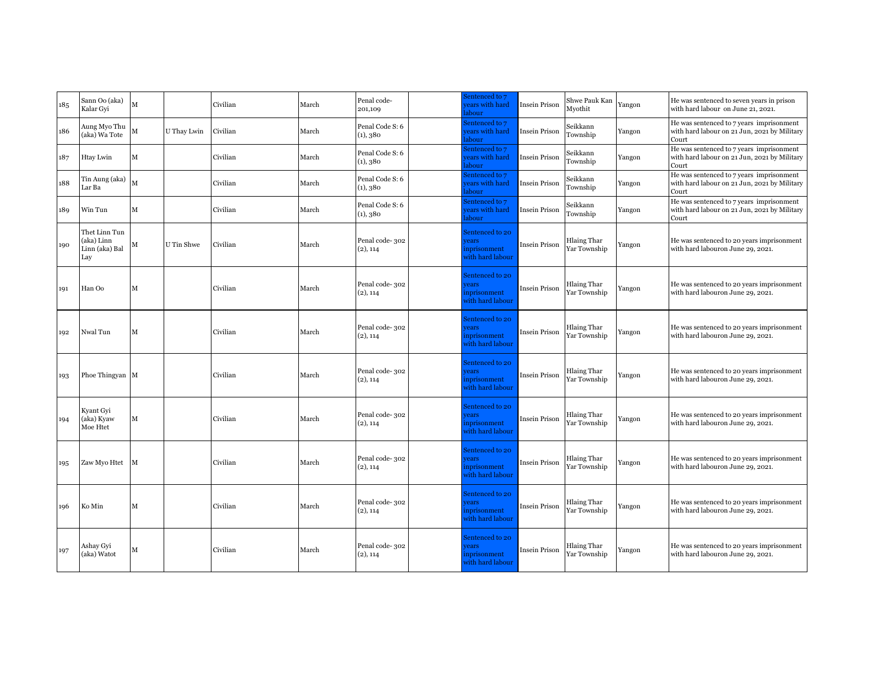| 185 | Sann Oo (aka) Kalar Gyi | M | | Civilian | March | Penal code- 201,109 | | Sentenced to 7 years with hard labour | Insein Prison | Shwe Pauk Kan Myothit | Yangon | He was sentenced to seven years in prison with hard labour on June 21, 2021. |
|---|---|---|---|---|---|---|---|---|---|---|---|---|
| 186 | Aung Myo Thu (aka) Wa Tote | M | U Thay Lwin | Civilian | March | Penal Code S: 6 (1), 380 | | Sentenced to 7 years with hard labour | Insein Prison | Seikkann Township | Yangon | He was sentenced to 7 years imprisonment with hard labour on 21 Jun, 2021 by Military Court |
| 187 | Htay Lwin | M | | Civilian | March | Penal Code S: 6 (1), 380 | | Sentenced to 7 years with hard labour | Insein Prison | Seikkann Township | Yangon | He was sentenced to 7 years imprisonment with hard labour on 21 Jun, 2021 by Military Court |
| 188 | Tin Aung (aka) Lar Ba | M | | Civilian | March | Penal Code S: 6 (1), 380 | | Sentenced to 7 years with hard labour | Insein Prison | Seikkann Township | Yangon | He was sentenced to 7 years imprisonment with hard labour on 21 Jun, 2021 by Military Court |
| 189 | Win Tun | M | | Civilian | March | Penal Code S: 6 (1), 380 | | Sentenced to 7 years with hard labour | Insein Prison | Seikkann Township | Yangon | He was sentenced to 7 years imprisonment with hard labour on 21 Jun, 2021 by Military Court |
| 190 | Thet Linn Tun (aka) Linn Linn (aka) Bal Lay | M | U Tin Shwe | Civilian | March | Penal code- 302 (2), 114 | | Sentenced to 20 years inprisonment with hard labour | Insein Prison | Hlaing Thar Yar Township | Yangon | He was sentenced to 20 years imprisonment with hard labouron June 29, 2021. |
| 191 | Han Oo | M | | Civilian | March | Penal code- 302 (2), 114 | | Sentenced to 20 years inprisonment with hard labour | Insein Prison | Hlaing Thar Yar Township | Yangon | He was sentenced to 20 years imprisonment with hard labouron June 29, 2021. |
| 192 | Nwal Tun | M | | Civilian | March | Penal code- 302 (2), 114 | | Sentenced to 20 years inprisonment with hard labour | Insein Prison | Hlaing Thar Yar Township | Yangon | He was sentenced to 20 years imprisonment with hard labouron June 29, 2021. |
| 193 | Phoe Thingyan | M | | Civilian | March | Penal code- 302 (2), 114 | | Sentenced to 20 years inprisonment with hard labour | Insein Prison | Hlaing Thar Yar Township | Yangon | He was sentenced to 20 years imprisonment with hard labouron June 29, 2021. |
| 194 | Kyant Gyi (aka) Kyaw Moe Htet | M | | Civilian | March | Penal code- 302 (2), 114 | | Sentenced to 20 years inprisonment with hard labour | Insein Prison | Hlaing Thar Yar Township | Yangon | He was sentenced to 20 years imprisonment with hard labouron June 29, 2021. |
| 195 | Zaw Myo Htet | M | | Civilian | March | Penal code- 302 (2), 114 | | Sentenced to 20 years inprisonment with hard labour | Insein Prison | Hlaing Thar Yar Township | Yangon | He was sentenced to 20 years imprisonment with hard labouron June 29, 2021. |
| 196 | Ko Min | M | | Civilian | March | Penal code- 302 (2), 114 | | Sentenced to 20 years inprisonment with hard labour | Insein Prison | Hlaing Thar Yar Township | Yangon | He was sentenced to 20 years imprisonment with hard labouron June 29, 2021. |
| 197 | Ashay Gyi (aka) Watot | M | | Civilian | March | Penal code- 302 (2), 114 | | Sentenced to 20 years inprisonment with hard labour | Insein Prison | Hlaing Thar Yar Township | Yangon | He was sentenced to 20 years imprisonment with hard labouron June 29, 2021. |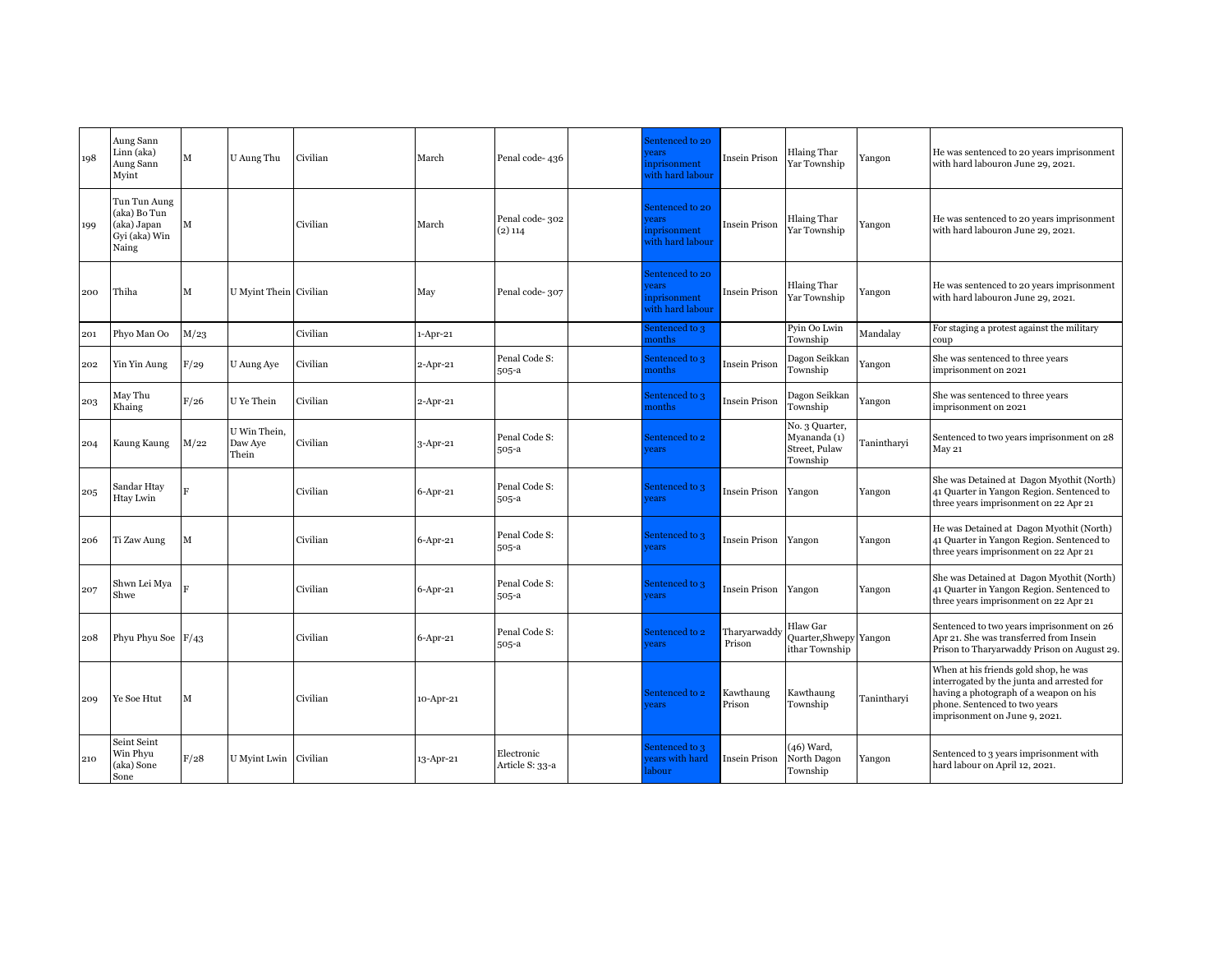| | | | | | | | | | | | | |
|---|---|---|---|---|---|---|---|---|---|---|---|---|
| 198 | Aung Sann Linn (aka) Aung Sann Myint | M | U Aung Thu | Civilian | March | Penal code- 436 | | Sentenced to 20 years inprisonment with hard labour | Insein Prison | Hlaing Thar Yar Township | Yangon | He was sentenced to 20 years imprisonment with hard labouron June 29, 2021. |
| 199 | Tun Tun Aung (aka) Bo Tun (aka) Japan Gyi (aka) Win Naing | M | | Civilian | March | Penal code- 302 (2) 114 | | Sentenced to 20 years inprisonment with hard labour | Insein Prison | Hlaing Thar Yar Township | Yangon | He was sentenced to 20 years imprisonment with hard labouron June 29, 2021. |
| 200 | Thiha | M | U Myint Thein | Civilian | May | Penal code- 307 | | Sentenced to 20 years inprisonment with hard labour | Insein Prison | Hlaing Thar Yar Township | Yangon | He was sentenced to 20 years imprisonment with hard labouron June 29, 2021. |
| 201 | Phyo Man Oo | M/23 | | Civilian | 1-Apr-21 | | | Sentenced to 3 months | | Pyin Oo Lwin Township | Mandalay | For staging a protest against the military coup |
| 202 | Yin Yin Aung | F/29 | U Aung Aye | Civilian | 2-Apr-21 | Penal Code S: 505-a | | Sentenced to 3 months | Insein Prison | Dagon Seikkan Township | Yangon | She was sentenced to three years imprisonment on 2021 |
| 203 | May Thu Khaing | F/26 | U Ye Thein | Civilian | 2-Apr-21 | | | Sentenced to 3 months | Insein Prison | Dagon Seikkan Township | Yangon | She was sentenced to three years imprisonment on 2021 |
| 204 | Kaung Kaung | M/22 | U Win Thein, Daw Aye Thein | Civilian | 3-Apr-21 | Penal Code S: 505-a | | Sentenced to 2 years | | No. 3 Quarter, Myananda (1) Street, Pulaw Township | Tanintharyi | Sentenced to two years imprisonment on 28 May 21 |
| 205 | Sandar Htay Htay Lwin | F | | Civilian | 6-Apr-21 | Penal Code S: 505-a | | Sentenced to 3 years | Insein Prison | Yangon | Yangon | She was Detained at Dagon Myothit (North) 41 Quarter in Yangon Region. Sentenced to three years imprisonment on 22 Apr 21 |
| 206 | Ti Zaw Aung | M | | Civilian | 6-Apr-21 | Penal Code S: 505-a | | Sentenced to 3 years | Insein Prison | Yangon | Yangon | He was Detained at Dagon Myothit (North) 41 Quarter in Yangon Region. Sentenced to three years imprisonment on 22 Apr 21 |
| 207 | Shwn Lei Mya Shwe | F | | Civilian | 6-Apr-21 | Penal Code S: 505-a | | Sentenced to 3 years | Insein Prison | Yangon | Yangon | She was Detained at Dagon Myothit (North) 41 Quarter in Yangon Region. Sentenced to three years imprisonment on 22 Apr 21 |
| 208 | Phyu Phyu Soe | F/43 | | Civilian | 6-Apr-21 | Penal Code S: 505-a | | Sentenced to 2 years | Tharyarwaddy Prison | Hlaw Gar Quarter,Shwepyithar Township | Yangon | Sentenced to two years imprisonment on 26 Apr 21. She was transferred from Insein Prison to Tharyarwaddy Prison on August 29. |
| 209 | Ye Soe Htut | M | | Civilian | 10-Apr-21 | | | Sentenced to 2 years | Kawthaung Prison | Kawthaung Township | Tanintharyi | When at his friends gold shop, he was interrogated by the junta and arrested for having a photograph of a weapon on his phone. Sentenced to two years imprisonment on June 9, 2021. |
| 210 | Seint Seint Win Phyu (aka) Sone Sone | F/28 | U Myint Lwin | Civilian | 13-Apr-21 | Electronic Article S: 33-a | | Sentenced to 3 years with hard labour | Insein Prison | (46) Ward, North Dagon Township | Yangon | Sentenced to 3 years imprisonment with hard labour on April 12, 2021. |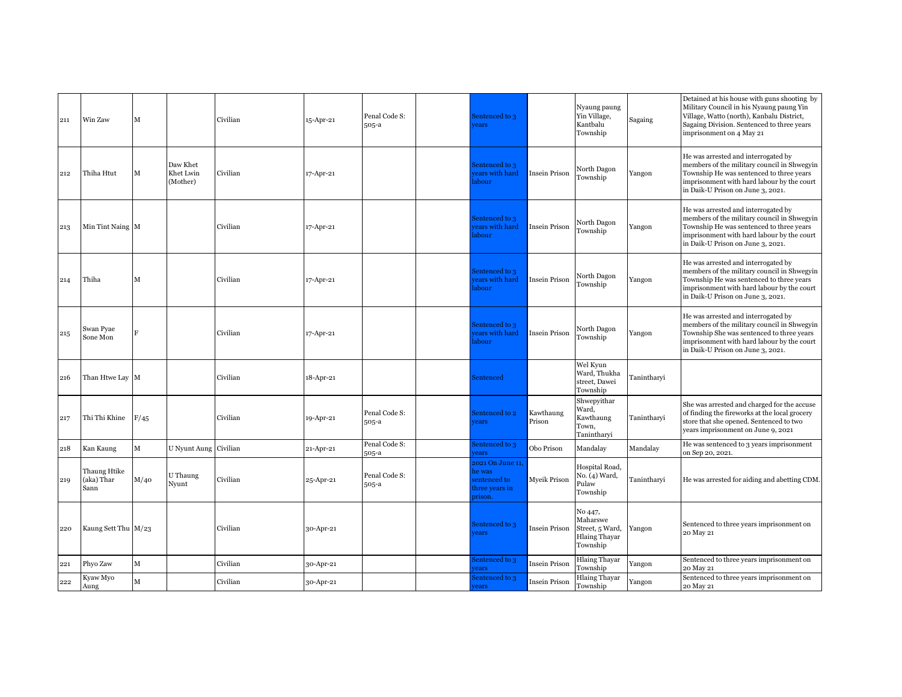| 211 | Win Zaw | M | | Civilian | 15-Apr-21 | Penal Code S: 505-a | | Sentenced to 3 years | | Nyaung paung Yin Village, Kantbalu Township | Sagaing | Detained at his house with guns shooting by Military Council in his Nyaung paung Yin Village, Watto (north), Kanbalu District, Sagaing Division. Sentenced to three years imprisonment on 4 May 21 |
|---|---|---|---|---|---|---|---|---|---|---|---|---|
| 212 | Thiha Htut | M | Daw Khet Khet Lwin (Mother) | Civilian | 17-Apr-21 | | | Sentenced to 3 years with hard labour | Insein Prison | North Dagon Township | Yangon | He was arrested and interrogated by members of the military council in Shwegyin Township He was sentenced to three years imprisonment with hard labour by the court in Daik-U Prison on June 3, 2021. |
| 213 | Min Tint Naing | M | | Civilian | 17-Apr-21 | | | Sentenced to 3 years with hard labour | Insein Prison | North Dagon Township | Yangon | He was arrested and interrogated by members of the military council in Shwegyin Township He was sentenced to three years imprisonment with hard labour by the court in Daik-U Prison on June 3, 2021. |
| 214 | Thiha | M | | Civilian | 17-Apr-21 | | | Sentenced to 3 years with hard labour | Insein Prison | North Dagon Township | Yangon | He was arrested and interrogated by members of the military council in Shwegyin Township He was sentenced to three years imprisonment with hard labour by the court in Daik-U Prison on June 3, 2021. |
| 215 | Swan Pyae Sone Mon | F | | Civilian | 17-Apr-21 | | | Sentenced to 3 years with hard labour | Insein Prison | North Dagon Township | Yangon | He was arrested and interrogated by members of the military council in Shwegyin Township She was sentenced to three years imprisonment with hard labour by the court in Daik-U Prison on June 3, 2021. |
| 216 | Than Htwe Lay | M | | Civilian | 18-Apr-21 | | | Sentenced | | Wel Kyun Ward, Thukha street, Dawei Township | Tanintharyi | |
| 217 | Thi Thi Khine | F/45 | | Civilian | 19-Apr-21 | Penal Code S: 505-a | | Sentenced to 2 years | Kawthaung Prison | Shwepyithar Ward, Kawthaung Town, Tanintharyi | Tanintharyi | She was arrested and charged for the accuse of finding the fireworks at the local grocery store that she opened. Sentenced to two years imprisonment on June 9, 2021 |
| 218 | Kan Kaung | M | U Nyunt Aung | Civilian | 21-Apr-21 | Penal Code S: 505-a | | Sentenced to 3 years | Obo Prison | Mandalay | Mandalay | He was sentenced to 3 years imprisonment on Sep 20, 2021. |
| 219 | Thaung Htike (aka) Thar Sann | M/40 | U Thaung Nyunt | Civilian | 25-Apr-21 | Penal Code S: 505-a | | 2021 On June 11, he was sentenced to three years in prison. | Myeik Prison | Hospital Road, No. (4) Ward, Pulaw Township | Tanintharyi | He was arrested for aiding and abetting CDM. |
| 220 | Kaung Sett Thu | M/23 | | Civilian | 30-Apr-21 | | | Sentenced to 3 years | Insein Prison | No 447, Maharswe Street, 5 Ward, Hlaing Thayar Township | Yangon | Sentenced to three years imprisonment on 20 May 21 |
| 221 | Phyo Zaw | M | | Civilian | 30-Apr-21 | | | Sentenced to 3 years | Insein Prison | Hlaing Thayar Township | Yangon | Sentenced to three years imprisonment on 20 May 21 |
| 222 | Kyaw Myo Aung | M | | Civilian | 30-Apr-21 | | | Sentenced to 3 years | Insein Prison | Hlaing Thayar Township | Yangon | Sentenced to three years imprisonment on 20 May 21 |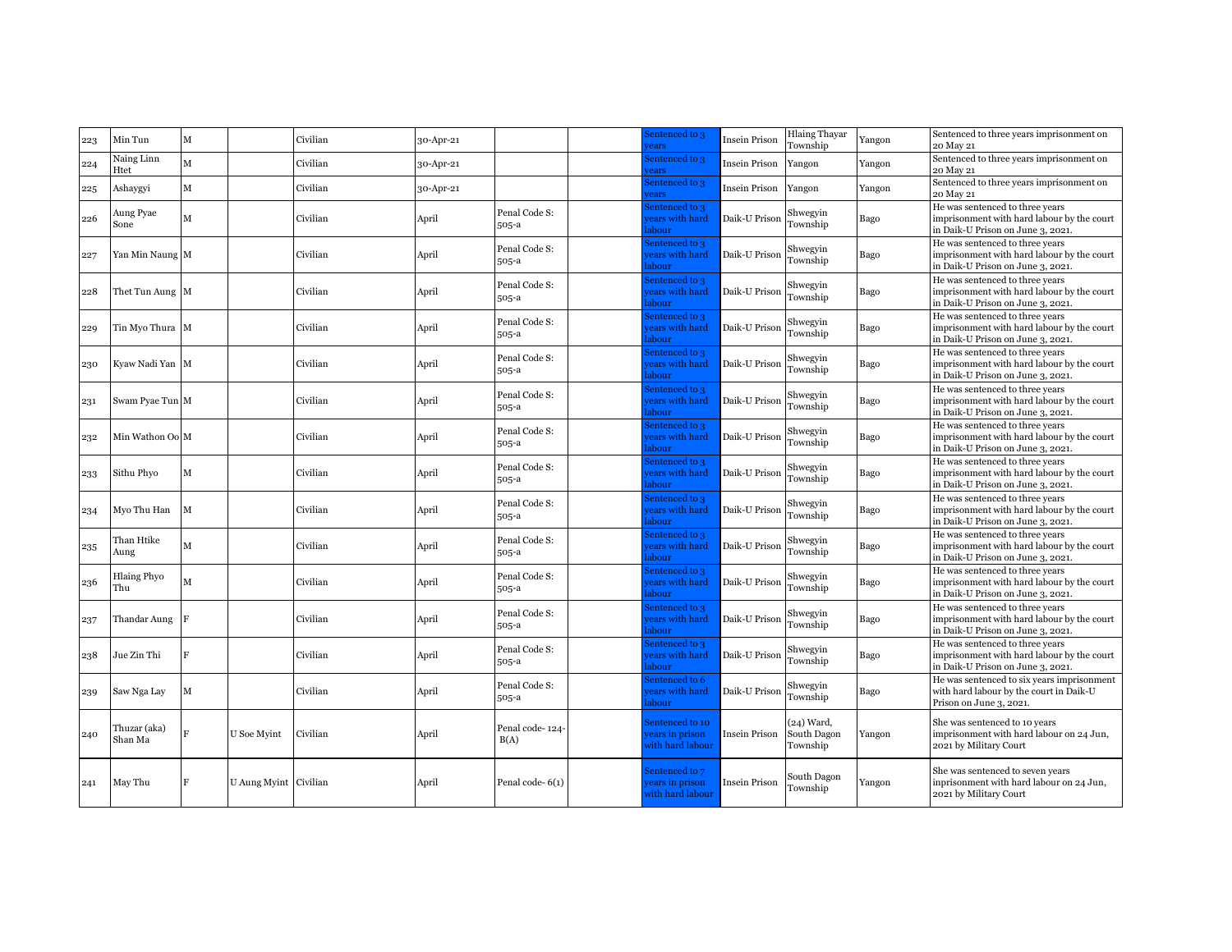| | | | | | | | | | | | | |
|---|---|---|---|---|---|---|---|---|---|---|---|---|
| 223 | Min Tun | M | | Civilian | 30-Apr-21 | | | Sentenced to 3 years | Insein Prison | Hlaing Thayar Township | Yangon | Sentenced to three years imprisonment on 20 May 21 |
| 224 | Naing Linn Htet | M | | Civilian | 30-Apr-21 | | | Sentenced to 3 years | Insein Prison | Yangon | Yangon | Sentenced to three years imprisonment on 20 May 21 |
| 225 | Ashaygyi | M | | Civilian | 30-Apr-21 | | | Sentenced to 3 years | Insein Prison | Yangon | Yangon | Sentenced to three years imprisonment on 20 May 21 |
| 226 | Aung Pyae Sone | M | | Civilian | April | Penal Code S: 505-a | | Sentenced to 3 years with hard labour | Daik-U Prison | Shwegyin Township | Bago | He was sentenced to three years imprisonment with hard labour by the court in Daik-U Prison on June 3, 2021. |
| 227 | Yan Min Naung | M | | Civilian | April | Penal Code S: 505-a | | Sentenced to 3 years with hard labour | Daik-U Prison | Shwegyin Township | Bago | He was sentenced to three years imprisonment with hard labour by the court in Daik-U Prison on June 3, 2021. |
| 228 | Thet Tun Aung | M | | Civilian | April | Penal Code S: 505-a | | Sentenced to 3 years with hard labour | Daik-U Prison | Shwegyin Township | Bago | He was sentenced to three years imprisonment with hard labour by the court in Daik-U Prison on June 3, 2021. |
| 229 | Tin Myo Thura | M | | Civilian | April | Penal Code S: 505-a | | Sentenced to 3 years with hard labour | Daik-U Prison | Shwegyin Township | Bago | He was sentenced to three years imprisonment with hard labour by the court in Daik-U Prison on June 3, 2021. |
| 230 | Kyaw Nadi Yan | M | | Civilian | April | Penal Code S: 505-a | | Sentenced to 3 years with hard labour | Daik-U Prison | Shwegyin Township | Bago | He was sentenced to three years imprisonment with hard labour by the court in Daik-U Prison on June 3, 2021. |
| 231 | Swam Pyae Tun | M | | Civilian | April | Penal Code S: 505-a | | Sentenced to 3 years with hard labour | Daik-U Prison | Shwegyin Township | Bago | He was sentenced to three years imprisonment with hard labour by the court in Daik-U Prison on June 3, 2021. |
| 232 | Min Wathon Oo | M | | Civilian | April | Penal Code S: 505-a | | Sentenced to 3 years with hard labour | Daik-U Prison | Shwegyin Township | Bago | He was sentenced to three years imprisonment with hard labour by the court in Daik-U Prison on June 3, 2021. |
| 233 | Sithu Phyo | M | | Civilian | April | Penal Code S: 505-a | | Sentenced to 3 years with hard labour | Daik-U Prison | Shwegyin Township | Bago | He was sentenced to three years imprisonment with hard labour by the court in Daik-U Prison on June 3, 2021. |
| 234 | Myo Thu Han | M | | Civilian | April | Penal Code S: 505-a | | Sentenced to 3 years with hard labour | Daik-U Prison | Shwegyin Township | Bago | He was sentenced to three years imprisonment with hard labour by the court in Daik-U Prison on June 3, 2021. |
| 235 | Than Htike Aung | M | | Civilian | April | Penal Code S: 505-a | | Sentenced to 3 years with hard labour | Daik-U Prison | Shwegyin Township | Bago | He was sentenced to three years imprisonment with hard labour by the court in Daik-U Prison on June 3, 2021. |
| 236 | Hlaing Phyo Thu | M | | Civilian | April | Penal Code S: 505-a | | Sentenced to 3 years with hard labour | Daik-U Prison | Shwegyin Township | Bago | He was sentenced to three years imprisonment with hard labour by the court in Daik-U Prison on June 3, 2021. |
| 237 | Thandar Aung | F | | Civilian | April | Penal Code S: 505-a | | Sentenced to 3 years with hard labour | Daik-U Prison | Shwegyin Township | Bago | He was sentenced to three years imprisonment with hard labour by the court in Daik-U Prison on June 3, 2021. |
| 238 | Jue Zin Thi | F | | Civilian | April | Penal Code S: 505-a | | Sentenced to 3 years with hard labour | Daik-U Prison | Shwegyin Township | Bago | He was sentenced to three years imprisonment with hard labour by the court in Daik-U Prison on June 3, 2021. |
| 239 | Saw Nga Lay | M | | Civilian | April | Penal Code S: 505-a | | Sentenced to 6 years with hard labour | Daik-U Prison | Shwegyin Township | Bago | He was sentenced to six years imprisonment with hard labour by the court in Daik-U Prison on June 3, 2021. |
| 240 | Thuzar (aka) Shan Ma | F | U Soe Myint | Civilian | April | Penal code- 124-B(A) | | Sentenced to 10 years in prison with hard labour | Insein Prison | (24) Ward, South Dagon Township | Yangon | She was sentenced to 10 years imprisonment with hard labour on 24 Jun, 2021 by Military Court |
| 241 | May Thu | F | U Aung Myint | Civilian | April | Penal code- 6(1) | | Sentenced to 7 years in prison with hard labour | Insein Prison | South Dagon Township | Yangon | She was sentenced to seven years inprisonment with hard labour on 24 Jun, 2021 by Military Court |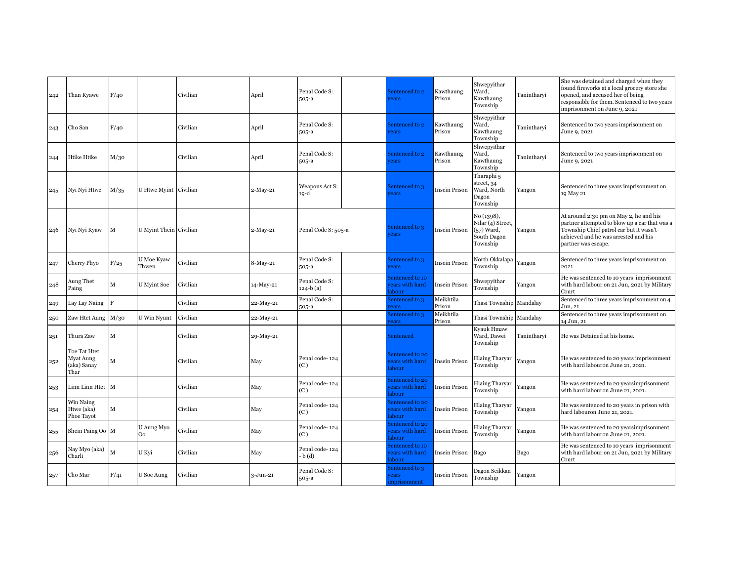| | | | | | | | | | | | | |
|---|---|---|---|---|---|---|---|---|---|---|---|---|
| 242 | Than Kyawe | F/40 | | Civilian | April | Penal Code S: 505-a | | Sentenced to 2 years | Kawthaung Prison | Shwepyithar Ward, Kawthaung Township | Tanintharyi | She was detained and charged when they found fireworks at a local grocery store she opened, and accused her of being responsible for them. Sentenced to two years imprisonment on June 9, 2021 |
| 243 | Cho San | F/40 | | Civilian | April | Penal Code S: 505-a | | Sentenced to 2 years | Kawthaung Prison | Shwepyithar Ward, Kawthaung Township | Tanintharyi | Sentenced to two years imprisonment on June 9, 2021 |
| 244 | Htike Htike | M/30 | | Civilian | April | Penal Code S: 505-a | | Sentenced to 2 years | Kawthaung Prison | Shwepyithar Ward, Kawthaung Township | Tanintharyi | Sentenced to two years imprisonment on June 9, 2021 |
| 245 | Nyi Nyi Htwe | M/35 | U Htwe Myint | Civilian | 2-May-21 | Weapons Act S: 19-d | | Sentenced to 3 years | Insein Prison | Tharaphi 5 street, 34 Ward, North Dagon Township | Yangon | Sentenced to three years imprisonment on 19 May 21 |
| 246 | Nyi Nyi Kyaw | M | U Myint Thein | Civilian | 2-May-21 | Penal Code S: 505-a | | Sentenced to 3 years | Insein Prison | No (1398), Nilar (4) Street, (57) Ward, South Dagon Township | Yangon | At around 2:30 pm on May 2, he and his partner attempted to blow up a car that was a Township Chief patrol car but it wasn't achieved and he was arrested and his partner was escape. |
| 247 | Cherry Phyo | F/25 | U Moe Kyaw Thwen | Civilian | 8-May-21 | Penal Code S: 505-a | | Sentenced to 3 years | Insein Prison | North Okkalapa Township | Yangon | Sentenced to three years imprisonment on 2021 |
| 248 | Aung Thet Paing | M | U Myint Soe | Civilian | 14-May-21 | Penal Code S: 124-b (a) | | Sentenced to 10 years with hard labour | Insein Prison | Shwepyithar Township | Yangon | He was sentenced to 10 years imprisonment with hard labour on 21 Jun, 2021 by Military Court |
| 249 | Lay Lay Naing | F | | Civilian | 22-May-21 | Penal Code S: 505-a | | Sentenced to 3 years | Meikhtila Prison | Thasi Township | Mandalay | Sentenced to three years imprisonment on 4 Jun, 21 |
| 250 | Zaw Htet Aung | M/30 | U Win Nyunt | Civilian | 22-May-21 | | | Sentenced to 3 years | Meikhtila Prison | Thasi Township | Mandalay | Sentenced to three years imprisonment on 14 Jun, 21 |
| 251 | Thura Zaw | M | | Civilian | 29-May-21 | | | Sentenced | | Kyauk Hmaw Ward, Dawei Township | Tanintharyi | He was Detained at his home. |
| 252 | Toe Tat Htet Myat Aung (aka) Sanay Thar | M | | Civilian | May | Penal code- 124 (C) | | Sentenced to 20 years with hard labour | Insein Prison | Hlaing Tharyar Township | Yangon | He was sentenced to 20 years imprisonment with hard labouron June 21, 2021. |
| 253 | Linn Linn Htet | M | | Civilian | May | Penal code- 124 (C) | | Sentenced to 20 years with hard labour | Insein Prison | Hlaing Tharyar Township | Yangon | He was sentenced to 20 yearsimprisonment with hard labouron June 21, 2021. |
| 254 | Win Naing Htwe (aka) Phoe Tayot | M | | Civilian | May | Penal code- 124 (C) | | Sentenced to 20 years with hard labour | Insein Prison | Hlaing Tharyar Township | Yangon | He was sentenced to 20 years in prison with hard labouron June 21, 2021. |
| 255 | Shein Paing Oo | M | U Aung Myo Oo | Civilian | May | Penal code- 124 (C) | | Sentenced to 20 years with hard labour | Insein Prison | Hlaing Tharyar Township | Yangon | He was sentenced to 20 yearsimprisonment with hard labouron June 21, 2021. |
| 256 | Nay Myo (aka) Charli | M | U Kyi | Civilian | May | Penal code- 124 - b (d) | | Sentenced to 10 years with hard labour | Insein Prison | Bago | Bago | He was sentenced to 10 years imprisonment with hard labour on 21 Jun, 2021 by Military Court |
| 257 | Cho Mar | F/41 | U Soe Aung | Civilian | 3-Jun-21 | Penal Code S: 505-a | | Sentenced to 3 years imprisonment | Insein Prison | Dagon Seikkan Township | Yangon | |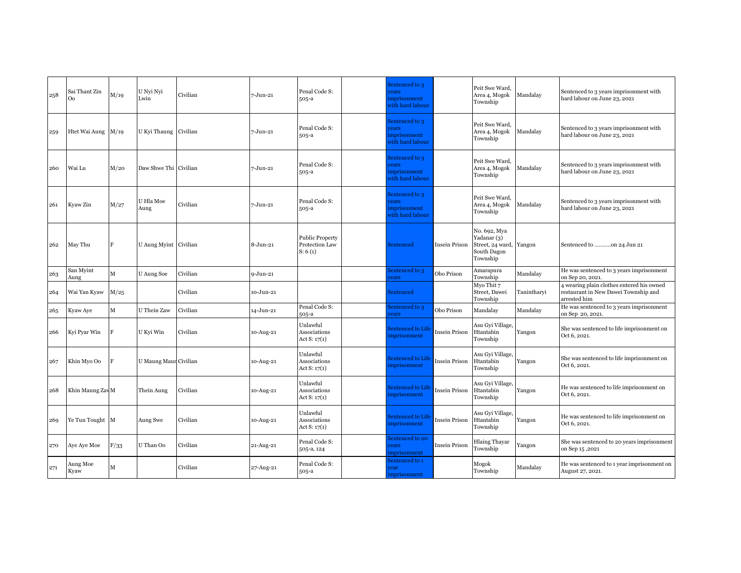| 258 | Sai Thant Zin Oo | M/19 | U Nyi Nyi Lwin | Civilian | 7-Jun-21 | Penal Code S: 505-a | | Sentenced to 3 years imprisonment with hard labour | | Peit Swe Ward, Area 4, Mogok Township | Mandalay | Sentenced to 3 years imprisonment with hard labour on June 23, 2021 |
|---|---|---|---|---|---|---|---|---|---|---|---|---|
| 259 | Htet Wai Aung | M/19 | U Kyi Thaung | Civilian | 7-Jun-21 | Penal Code S: 505-a | | Sentenced to 3 years imprisonment with hard labour | | Peit Swe Ward, Area 4, Mogok Township | Mandalay | Sentenced to 3 years imprisonment with hard labour on June 23, 2021 |
| 260 | Wai Lu | M/20 | Daw Shwe Thi | Civilian | 7-Jun-21 | Penal Code S: 505-a | | Sentenced to 3 years imprisonment with hard labour | | Peit Swe Ward, Area 4, Mogok Township | Mandalay | Sentenced to 3 years imprisonment with hard labour on June 23, 2021 |
| 261 | Kyaw Zin | M/27 | U Hla Moe Aung | Civilian | 7-Jun-21 | Penal Code S: 505-a | | Sentenced to 3 years imprisonment with hard labour | | Peit Swe Ward, Area 4, Mogok Township | Mandalay | Sentenced to 3 years imprisonment with hard labour on June 23, 2021 |
| 262 | May Thu | F | U Aung Myint | Civilian | 8-Jun-21 | Public Property Protection Law S: 6 (1) | | Sentenced | Insein Prison | No. 692, Mya Yadanar (3) Street, 24 ward, South Dagon Township | Yangon | Sentenced to ...........on 24 Jun 21 |
| 263 | San Myint Aung | M | U Aung Soe | Civilian | 9-Jun-21 | | | Sentenced to 3 years | Obo Prison | Amarapura Township | Mandalay | He was sentenced to 3 years imprisonment on Sep 20, 2021. |
| 264 | Wai Yan Kyaw | M/25 | | Civilian | 10-Jun-21 | | | Sentenced | | Myo Thit 7 Street, Dawei Township | Tanintharyi | 4 wearing plain clothes entered his owned restaurant in New Dawei Township and arrested him |
| 265 | Kyaw Aye | M | U Thein Zaw | Civilian | 14-Jun-21 | Penal Code S: 505-a | | Sentenced to 3 years | Obo Prison | Mandalay | Mandalay | He was sentenced to 3 years imprisonment on Sep 20, 2021. |
| 266 | Kyi Pyar Win | F | U Kyi Win | Civilian | 10-Aug-21 | Unlawful Associations Act S: 17(1) | | Sentenced to Life imprisonment | Insein Prison | Asu Gyi Village, Htantabin Township | Yangon | She was sentenced to life imprisonment on Oct 6, 2021. |
| 267 | Khin Myo Oo | F | U Maung Maun | Civilian | 10-Aug-21 | Unlawful Associations Act S: 17(1) | | Sentenced to Life imprisonment | Insein Prison | Asu Gyi Village, Htantabin Township | Yangon | She was sentenced to life imprisonment on Oct 6, 2021. |
| 268 | Khin Maung Zaw | M | Thein Aung | Civilian | 10-Aug-21 | Unlawful Associations Act S: 17(1) | | Sentenced to Life imprisonment | Insein Prison | Asu Gyi Village, Htantabin Township | Yangon | He was sentenced to life imprisonment on Oct 6, 2021. |
| 269 | Ye Tun Tought | M | Aung Swe | Civilian | 10-Aug-21 | Unlawful Associations Act S: 17(1) | | Sentenced to Life imprisonment | Insein Prison | Asu Gyi Village, Htantabin Township | Yangon | He was sentenced to life imprisonment on Oct 6, 2021. |
| 270 | Aye Aye Moe | F/33 | U Than Oo | Civilian | 21-Aug-21 | Penal Code S: 505-a, 124 | | Sentenced to 20 years imprisonment | Insein Prison | Hlaing Thayar Township | Yangon | She was sentenced to 20 years imprisonment on Sep 15 ,2021 |
| 271 | Aung Moe Kyaw | M | | Civilian | 27-Aug-21 | Penal Code S: 505-a | | Sentenced to 1 year imprisonment | | Mogok Township | Mandalay | He was sentenced to 1 year imprisonment on August 27, 2021. |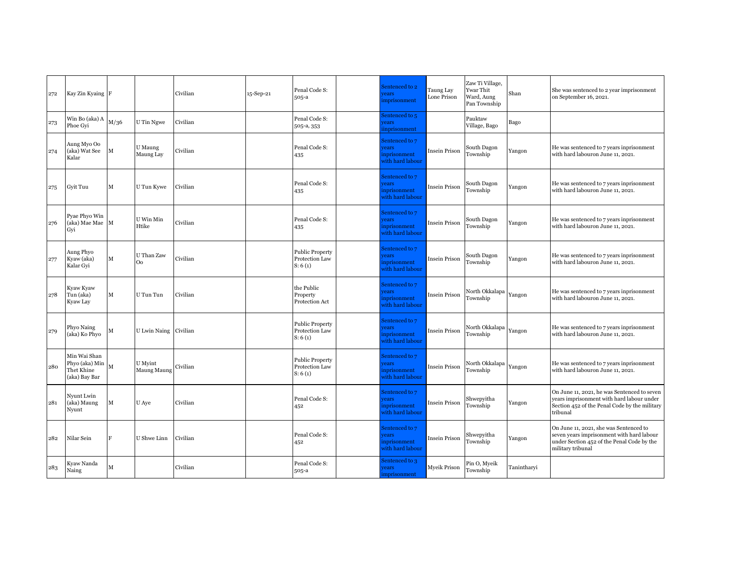| | | | | | | | | | | | | |
|---|---|---|---|---|---|---|---|---|---|---|---|---|
| 272 | Kay Zin Kyaing | F | | Civilian | 15-Sep-21 | Penal Code S: 505-a | | Sentenced to 2 years imprisonment | Taung Lay Lone Prison | Zaw Ti Village, Ywar Thit Ward, Aung Pan Township | Shan | She was sentenced to 2 year imprisonment on September 16, 2021. |
| 273 | Win Bo (aka) A Phoe Gyi | M/36 | U Tin Ngwe | Civilian | | Penal Code S: 505-a, 353 | | Sentenced to 5 years iinprisonment | | Pauktaw Village, Bago | Bago | |
| 274 | Aung Myo Oo (aka) Wat See Kalar | M | U Maung Maung Lay | Civilian | | Penal Code S: 435 | | Sentenced to 7 years inprisonment with hard labour | Insein Prison | South Dagon Township | Yangon | He was sentenced to 7 years inprisonment with hard labouron June 11, 2021. |
| 275 | Gyit Tuu | M | U Tun Kywe | Civilian | | Penal Code S: 435 | | Sentenced to 7 years inprisonment with hard labour | Insein Prison | South Dagon Township | Yangon | He was sentenced to 7 years inprisonment with hard labouron June 11, 2021. |
| 276 | Pyae Phyo Win (aka) Mae Mae Gyi | M | U Win Min Htike | Civilian | | Penal Code S: 435 | | Sentenced to 7 years inprisonment with hard labour | Insein Prison | South Dagon Township | Yangon | He was sentenced to 7 years inprisonment with hard labouron June 11, 2021. |
| 277 | Aung Phyo Kyaw (aka) Kalar Gyi | M | U Than Zaw Oo | Civilian | | Public Property Protection Law S: 6 (1) | | Sentenced to 7 years inprisonment with hard labour | Insein Prison | South Dagon Township | Yangon | He was sentenced to 7 years inprisonment with hard labouron June 11, 2021. |
| 278 | Kyaw Kyaw Tun (aka) Kyaw Lay | M | U Tun Tun | Civilian | | the Public Property Protection Act | | Sentenced to 7 years inprisonment with hard labour | Insein Prison | North Okkalapa Township | Yangon | He was sentenced to 7 years inprisonment with hard labouron June 11, 2021. |
| 279 | Phyo Naing (aka) Ko Phyo | M | U Lwin Naing | Civilian | | Public Property Protection Law S: 6 (1) | | Sentenced to 7 years inprisonment with hard labour | Insein Prison | North Okkalapa Township | Yangon | He was sentenced to 7 years inprisonment with hard labouron June 11, 2021. |
| 280 | Min Wai Shan Phyo (aka) Min Thet Khine (aka) Bay Bar | M | U Myint Maung Maung | Civilian | | Public Property Protection Law S: 6 (1) | | Sentenced to 7 years inprisonment with hard labour | Insein Prison | North Okkalapa Township | Yangon | He was sentenced to 7 years inprisonment with hard labouron June 11, 2021. |
| 281 | Nyunt Lwin (aka) Maung Nyunt | M | U Aye | Civilian | | Penal Code S: 452 | | Sentenced to 7 years inprisonment with hard labour | Insein Prison | Shwepyitha Township | Yangon | On June 11, 2021, he was Sentenced to seven years imprisonment with hard labour under Section 452 of the Penal Code by the military tribunal |
| 282 | Nilar Sein | F | U Shwe Linn | Civilian | | Penal Code S: 452 | | Sentenced to 7 years inprisonment with hard labour | Insein Prison | Shwepyitha Township | Yangon | On June 11, 2021, she was Sentenced to seven years imprisonment with hard labour under Section 452 of the Penal Code by the military tribunal |
| 283 | Kyaw Nanda Naing | M | | Civilian | | Penal Code S: 505-a | | Sentenced to 3 years imprisonment | Myeik Prison | Pin O, Myeik Township | Tanintharyi | |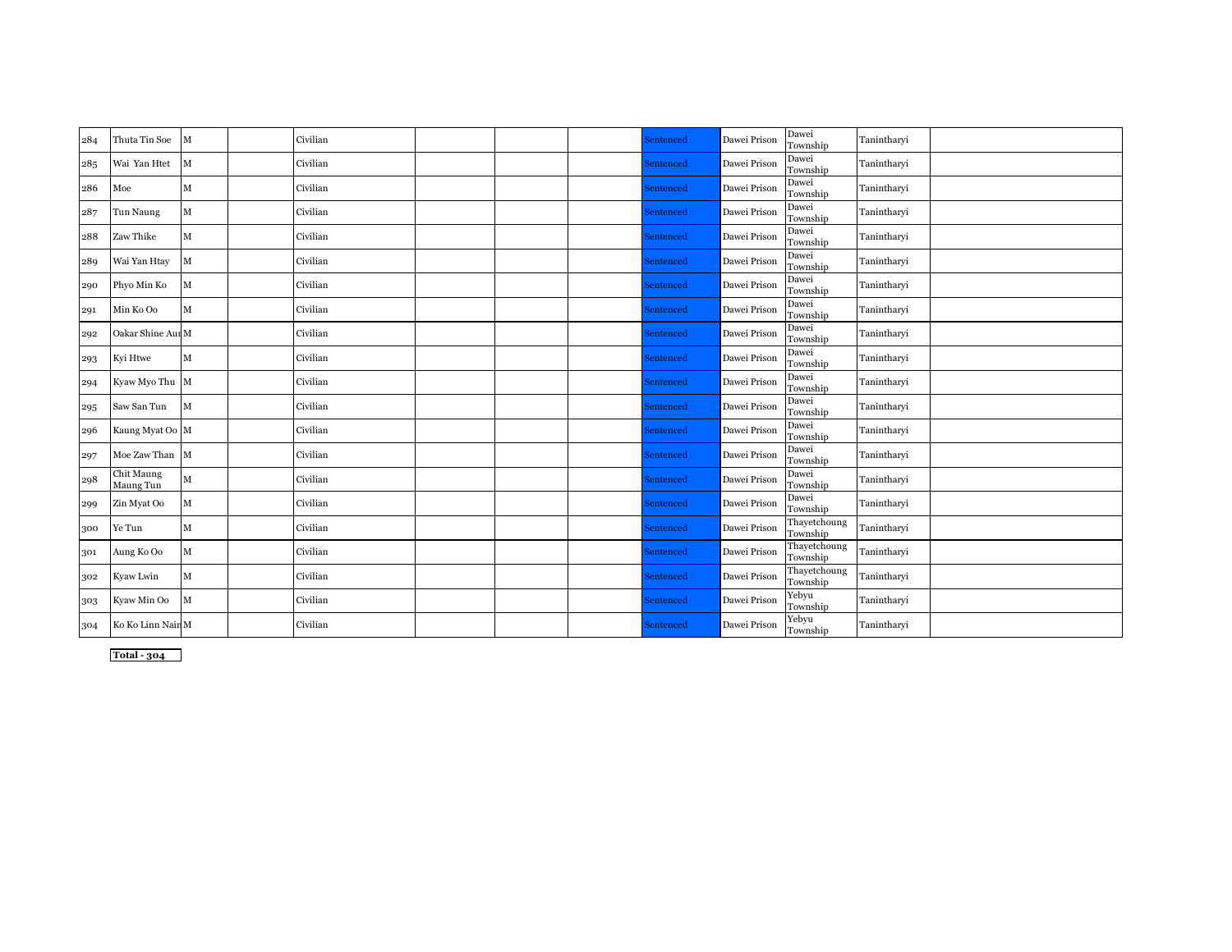| | | | | | | | | | | | | |
|---|---|---|---|---|---|---|---|---|---|---|---|---|
| 284 | Thuta Tin Soe | M | | Civilian | | | | Sentenced | Dawei Prison | Dawei Township | Tanintharyi | |
| 285 | Wai Yan Htet | M | | Civilian | | | | Sentenced | Dawei Prison | Dawei Township | Tanintharyi | |
| 286 | Moe | M | | Civilian | | | | Sentenced | Dawei Prison | Dawei Township | Tanintharyi | |
| 287 | Tun Naung | M | | Civilian | | | | Sentenced | Dawei Prison | Dawei Township | Tanintharyi | |
| 288 | Zaw Thike | M | | Civilian | | | | Sentenced | Dawei Prison | Dawei Township | Tanintharyi | |
| 289 | Wai Yan Htay | M | | Civilian | | | | Sentenced | Dawei Prison | Dawei Township | Tanintharyi | |
| 290 | Phyo Min Ko | M | | Civilian | | | | Sentenced | Dawei Prison | Dawei Township | Tanintharyi | |
| 291 | Min Ko Oo | M | | Civilian | | | | Sentenced | Dawei Prison | Dawei Township | Tanintharyi | |
| 292 | Oakar Shine Aur | M | | Civilian | | | | Sentenced | Dawei Prison | Dawei Township | Tanintharyi | |
| 293 | Kyi Htwe | M | | Civilian | | | | Sentenced | Dawei Prison | Dawei Township | Tanintharyi | |
| 294 | Kyaw Myo Thu | M | | Civilian | | | | Sentenced | Dawei Prison | Dawei Township | Tanintharyi | |
| 295 | Saw San Tun | M | | Civilian | | | | Sentenced | Dawei Prison | Dawei Township | Tanintharyi | |
| 296 | Kaung Myat Oo | M | | Civilian | | | | Sentenced | Dawei Prison | Dawei Township | Tanintharyi | |
| 297 | Moe Zaw Than | M | | Civilian | | | | Sentenced | Dawei Prison | Dawei Township | Tanintharyi | |
| 298 | Chit Maung Maung Tun | M | | Civilian | | | | Sentenced | Dawei Prison | Dawei Township | Tanintharyi | |
| 299 | Zin Myat Oo | M | | Civilian | | | | Sentenced | Dawei Prison | Dawei Township | Tanintharyi | |
| 300 | Ye Tun | M | | Civilian | | | | Sentenced | Dawei Prison | Thayetchoung Township | Tanintharyi | |
| 301 | Aung Ko Oo | M | | Civilian | | | | Sentenced | Dawei Prison | Thayetchoung Township | Tanintharyi | |
| 302 | Kyaw Lwin | M | | Civilian | | | | Sentenced | Dawei Prison | Thayetchoung Township | Tanintharyi | |
| 303 | Kyaw Min Oo | M | | Civilian | | | | Sentenced | Dawei Prison | Yebyu Township | Tanintharyi | |
| 304 | Ko Ko Linn Nain | M | | Civilian | | | | Sentenced | Dawei Prison | Yebyu Township | Tanintharyi | |

**Total - 304**